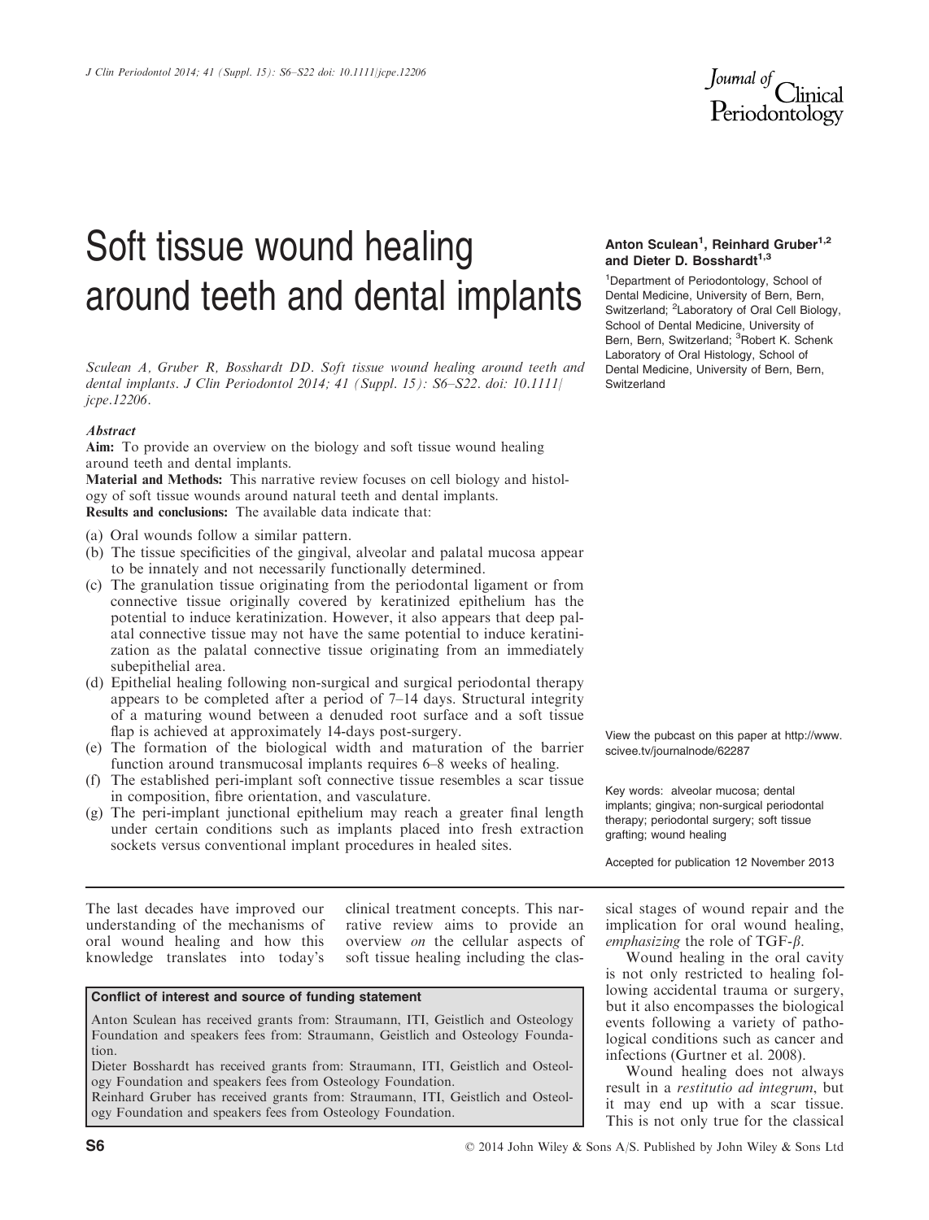# Soft tissue wound healing around teeth and dental implants

**Anton Sculean[1], Reinhard Gruber[1,2] and Dieter D. Bosshardt[1,3]**

[1]Department of Periodontology, School of Dental Medicine, University of Bern, Bern, Switzerland; [2]Laboratory of Oral Cell Biology, School of Dental Medicine, University of Bern, Bern, Switzerland; [3]Robert K. Schenk Laboratory of Oral Histology, School of Dental Medicine, University of Bern, Bern, Switzerland

*Sculean A, Gruber R, Bosshardt DD. Soft tissue wound healing around teeth and dental implants. J Clin Periodontol 2014; 41 (Suppl. 15): S6–S22. doi: 10.1111/jcpe.12206.*

## *Abstract*

**Aim:** To provide an overview on the biology and soft tissue wound healing around teeth and dental implants.

**Material and Methods:** This narrative review focuses on cell biology and histology of soft tissue wounds around natural teeth and dental implants.

**Results and conclusions:** The available data indicate that:

(a) Oral wounds follow a similar pattern.
(b) The tissue specificities of the gingival, alveolar and palatal mucosa appear to be innately and not necessarily functionally determined.
(c) The granulation tissue originating from the periodontal ligament or from connective tissue originally covered by keratinized epithelium has the potential to induce keratinization. However, it also appears that deep palatal connective tissue may not have the same potential to induce keratinization as the palatal connective tissue originating from an immediately subepithelial area.
(d) Epithelial healing following non-surgical and surgical periodontal therapy appears to be completed after a period of 7–14 days. Structural integrity of a maturing wound between a denuded root surface and a soft tissue flap is achieved at approximately 14-days post-surgery.
(e) The formation of the biological width and maturation of the barrier function around transmucosal implants requires 6–8 weeks of healing.
(f) The established peri-implant soft connective tissue resembles a scar tissue in composition, fibre orientation, and vasculature.
(g) The peri-implant junctional epithelium may reach a greater final length under certain conditions such as implants placed into fresh extraction sockets versus conventional implant procedures in healed sites.

View the pubcast on this paper at http://www.scivee.tv/journalnode/62287

Key words: alveolar mucosa; dental implants; gingiva; non-surgical periodontal therapy; periodontal surgery; soft tissue grafting; wound healing

Accepted for publication 12 November 2013

The last decades have improved our understanding of the mechanisms of oral wound healing and how this knowledge translates into today's clinical treatment concepts. This narrative review aims to provide an overview *on* the cellular aspects of soft tissue healing including the classical stages of wound repair and the implication for oral wound healing, *emphasizing* the role of TGF-$\beta$.

Wound healing in the oral cavity is not only restricted to healing following accidental trauma or surgery, but it also encompasses the biological events following a variety of pathological conditions such as cancer and infections (Gurtner et al. 2008).

Wound healing does not always result in a *restitutio ad integrum*, but it may end up with a scar tissue. This is not only true for the classical

**Conflict of interest and source of funding statement**

Anton Sculean has received grants from: Straumann, ITI, Geistlich and Osteology Foundation and speakers fees from: Straumann, Geistlich and Osteology Foundation.

Dieter Bosshardt has received grants from: Straumann, ITI, Geistlich and Osteology Foundation and speakers fees from Osteology Foundation.

Reinhard Gruber has received grants from: Straumann, ITI, Geistlich and Osteology Foundation and speakers fees from Osteology Foundation.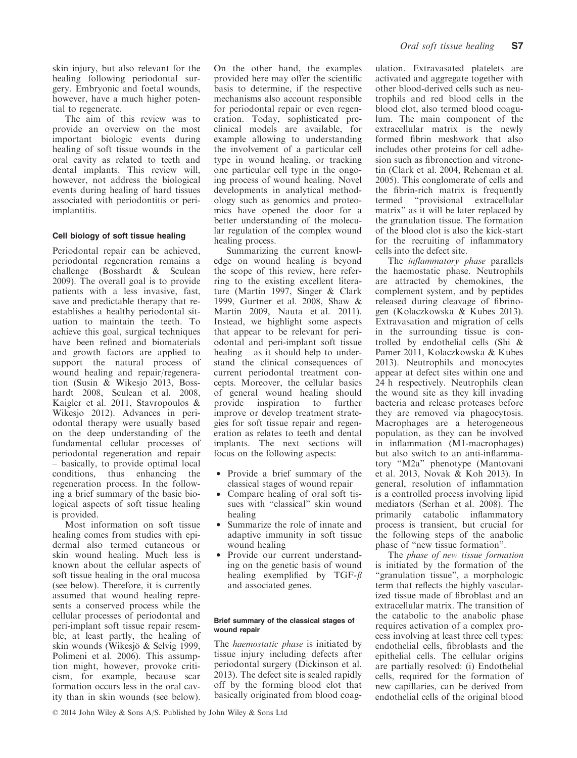skin injury, but also relevant for the healing following periodontal surgery. Embryonic and foetal wounds, however, have a much higher potential to regenerate.

The aim of this review was to provide an overview on the most important biologic events during healing of soft tissue wounds in the oral cavity as related to teeth and dental implants. This review will, however, not address the biological events during healing of hard tissues associated with periodontitis or peri-implantitis.

#### Cell biology of soft tissue healing

Periodontal repair can be achieved, periodontal regeneration remains a challenge (Bosshardt & Sculean 2009). The overall goal is to provide patients with a less invasive, fast, save and predictable therapy that re-establishes a healthy periodontal situation to maintain the teeth. To achieve this goal, surgical techniques have been refined and biomaterials and growth factors are applied to support the natural process of wound healing and repair/regeneration (Susin & Wikesjo 2013, Bosshardt 2008, Sculean et al. 2008, Kaigler et al. 2011, Stavropoulos & Wikesjo 2012). Advances in periodontal therapy were usually based on the deep understanding of the fundamental cellular processes of periodontal regeneration and repair – basically, to provide optimal local conditions, thus enhancing the regeneration process. In the following a brief summary of the basic biological aspects of soft tissue healing is provided.

Most information on soft tissue healing comes from studies with epidermal also termed cutaneous or skin wound healing. Much less is known about the cellular aspects of soft tissue healing in the oral mucosa (see below). Therefore, it is currently assumed that wound healing represents a conserved process while the cellular processes of periodontal and peri-implant soft tissue repair resemble, at least partly, the healing of skin wounds (Wikesjö & Selvig 1999, Polimeni et al. 2006). This assumption might, however, provoke criticism, for example, because scar formation occurs less in the oral cavity than in skin wounds (see below). On the other hand, the examples provided here may offer the scientific basis to determine, if the respective mechanisms also account responsible for periodontal repair or even regeneration. Today, sophisticated pre-clinical models are available, for example allowing to understanding the involvement of a particular cell type in wound healing, or tracking one particular cell type in the ongoing process of wound healing. Novel developments in analytical methodology such as genomics and proteomics have opened the door for a better understanding of the molecular regulation of the complex wound healing process.

Summarizing the current knowledge on wound healing is beyond the scope of this review, here referring to the existing excellent literature (Martin 1997, Singer & Clark 1999, Gurtner et al. 2008, Shaw & Martin 2009, Nauta et al. 2011). Instead, we highlight some aspects that appear to be relevant for periodontal and peri-implant soft tissue healing – as it should help to understand the clinical consequences of current periodontal treatment concepts. Moreover, the cellular basics of general wound healing should provide inspiration to further improve or develop treatment strategies for soft tissue repair and regeneration as relates to teeth and dental implants. The next sections will focus on the following aspects:

- Provide a brief summary of the classical stages of wound repair
- Compare healing of oral soft tissues with "classical" skin wound healing
- Summarize the role of innate and adaptive immunity in soft tissue wound healing
- Provide our current understanding on the genetic basis of wound healing exemplified by TGF-$\beta$ and associated genes.

##### Brief summary of the classical stages of wound repair

The *haemostatic phase* is initiated by tissue injury including defects after periodontal surgery (Dickinson et al. 2013). The defect site is sealed rapidly off by the forming blood clot that basically originated from blood coagulation. Extravasated platelets are activated and aggregate together with other blood-derived cells such as neutrophils and red blood cells in the blood clot, also termed blood coagulum. The main component of the extracellular matrix is the newly formed fibrin meshwork that also includes other proteins for cell adhesion such as fibronection and vitronetin (Clark et al. 2004, Reheman et al. 2005). This conglomerate of cells and the fibrin-rich matrix is frequently termed "provisional extracellular matrix" as it will be later replaced by the granulation tissue. The formation of the blood clot is also the kick-start for the recruiting of inflammatory cells into the defect site.

The *inflammatory phase* parallels the haemostatic phase. Neutrophils are attracted by chemokines, the complement system, and by peptides released during cleavage of fibrinogen (Kolaczkowska & Kubes 2013). Extravasation and migration of cells in the surrounding tissue is controlled by endothelial cells (Shi & Pamer 2011, Kolaczkowska & Kubes 2013). Neutrophils and monocytes appear at defect sites within one and 24 h respectively. Neutrophils clean the wound site as they kill invading bacteria and release proteases before they are removed via phagocytosis. Macrophages are a heterogeneous population, as they can be involved in inflammation (M1-macrophages) but also switch to an anti-inflammatory "M2a" phenotype (Mantovani et al. 2013, Novak & Koh 2013). In general, resolution of inflammation is a controlled process involving lipid mediators (Serhan et al. 2008). The primarily catabolic inflammatory process is transient, but crucial for the following steps of the anabolic phase of "new tissue formation".

The *phase of new tissue formation* is initiated by the formation of the "granulation tissue", a morphologic term that reflects the highly vascularized tissue made of fibroblast and an extracellular matrix. The transition of the catabolic to the anabolic phase requires activation of a complex process involving at least three cell types: endothelial cells, fibroblasts and the epithelial cells. The cellular origins are partially resolved: (i) Endothelial cells, required for the formation of new capillaries, can be derived from endothelial cells of the original blood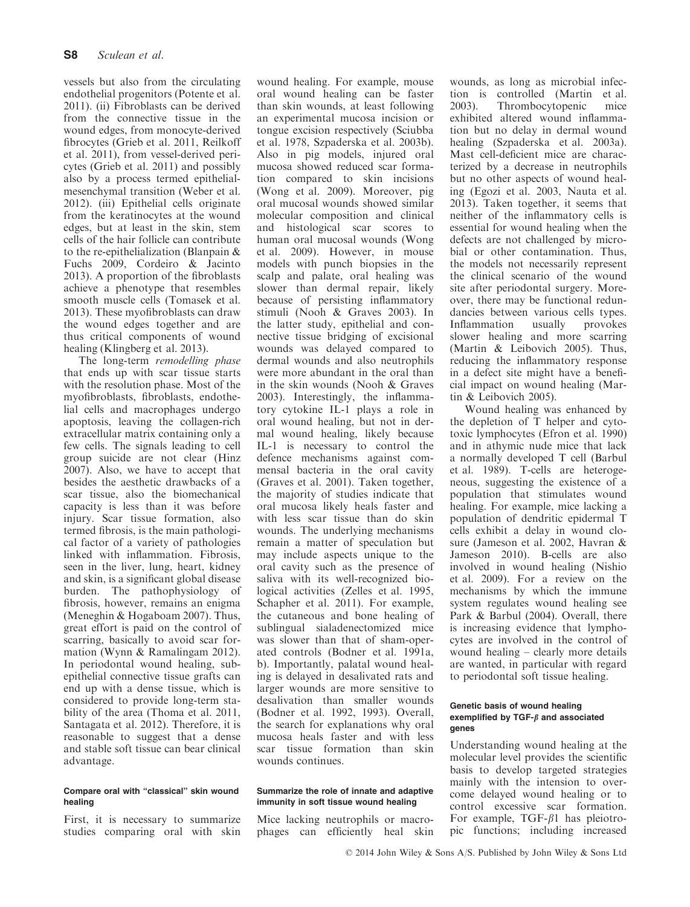vessels but also from the circulating endothelial progenitors (Potente et al. 2011). (ii) Fibroblasts can be derived from the connective tissue in the wound edges, from monocyte-derived fibrocytes (Grieb et al. 2011, Reilkoff et al. 2011), from vessel-derived pericytes (Grieb et al. 2011) and possibly also by a process termed epithelial-mesenchymal transition (Weber et al. 2012). (iii) Epithelial cells originate from the keratinocytes at the wound edges, but at least in the skin, stem cells of the hair follicle can contribute to the re-epithelialization (Blanpain & Fuchs 2009, Cordeiro & Jacinto 2013). A proportion of the fibroblasts achieve a phenotype that resembles smooth muscle cells (Tomasek et al. 2013). These myofibroblasts can draw the wound edges together and are thus critical components of wound healing (Klingberg et al. 2013).

The long-term *remodelling phase* that ends up with scar tissue starts with the resolution phase. Most of the myofibroblasts, fibroblasts, endothelial cells and macrophages undergo apoptosis, leaving the collagen-rich extracellular matrix containing only a few cells. The signals leading to cell group suicide are not clear (Hinz 2007). Also, we have to accept that besides the aesthetic drawbacks of a scar tissue, also the biomechanical capacity is less than it was before injury. Scar tissue formation, also termed fibrosis, is the main pathological factor of a variety of pathologies linked with inflammation. Fibrosis, seen in the liver, lung, heart, kidney and skin, is a significant global disease burden. The pathophysiology of fibrosis, however, remains an enigma (Meneghin & Hogaboam 2007). Thus, great effort is paid on the control of scarring, basically to avoid scar formation (Wynn & Ramalingam 2012). In periodontal wound healing, subepithelial connective tissue grafts can end up with a dense tissue, which is considered to provide long-term stability of the area (Thoma et al. 2011, Santagata et al. 2012). Therefore, it is reasonable to suggest that a dense and stable soft tissue can bear clinical advantage.

#### Compare oral with "classical" skin wound healing

First, it is necessary to summarize studies comparing oral with skin wound healing. For example, mouse oral wound healing can be faster than skin wounds, at least following an experimental mucosa incision or tongue excision respectively (Sciubba et al. 1978, Szpaderska et al. 2003b). Also in pig models, injured oral mucosa showed reduced scar formation compared to skin incisions (Wong et al. 2009). Moreover, pig oral mucosal wounds showed similar molecular composition and clinical and histological scar scores to human oral mucosal wounds (Wong et al. 2009). However, in mouse models with punch biopsies in the scalp and palate, oral healing was slower than dermal repair, likely because of persisting inflammatory stimuli (Nooh & Graves 2003). In the latter study, epithelial and connective tissue bridging of excisional wounds was delayed compared to dermal wounds and also neutrophils were more abundant in the oral than in the skin wounds (Nooh & Graves 2003). Interestingly, the inflammatory cytokine IL-1 plays a role in oral wound healing, but not in dermal wound healing, likely because IL-1 is necessary to control the defence mechanisms against commensal bacteria in the oral cavity (Graves et al. 2001). Taken together, the majority of studies indicate that oral mucosa likely heals faster and with less scar tissue than do skin wounds. The underlying mechanisms remain a matter of speculation but may include aspects unique to the oral cavity such as the presence of saliva with its well-recognized biological activities (Zelles et al. 1995, Schapher et al. 2011). For example, the cutaneous and bone healing of sublingual sialadenectomized mice was slower than that of sham-operated controls (Bodner et al. 1991a, b). Importantly, palatal wound healing is delayed in desalivated rats and larger wounds are more sensitive to desalivation than smaller wounds (Bodner et al. 1992, 1993). Overall, the search for explanations why oral mucosa heals faster and with less scar tissue formation than skin wounds continues.

#### Summarize the role of innate and adaptive immunity in soft tissue wound healing

Mice lacking neutrophils or macrophages can efficiently heal skin wounds, as long as microbial infection is controlled (Martin et al. 2003). Thrombocytopenic mice exhibited altered wound inflammation but no delay in dermal wound healing (Szpaderska et al. 2003a). Mast cell-deficient mice are characterized by a decrease in neutrophils but no other aspects of wound healing (Egozi et al. 2003, Nauta et al. 2013). Taken together, it seems that neither of the inflammatory cells is essential for wound healing when the defects are not challenged by microbial or other contamination. Thus, the models not necessarily represent the clinical scenario of the wound site after periodontal surgery. Moreover, there may be functional redundancies between various cells types. Inflammation usually provokes slower healing and more scarring (Martin & Leibovich 2005). Thus, reducing the inflammatory response in a defect site might have a beneficial impact on wound healing (Martin & Leibovich 2005).

Wound healing was enhanced by the depletion of T helper and cytotoxic lymphocytes (Efron et al. 1990) and in athymic nude mice that lack a normally developed T cell (Barbul et al. 1989). T-cells are heterogeneous, suggesting the existence of a population that stimulates wound healing. For example, mice lacking a population of dendritic epidermal T cells exhibit a delay in wound closure (Jameson et al. 2002, Havran & Jameson 2010). B-cells are also involved in wound healing (Nishio et al. 2009). For a review on the mechanisms by which the immune system regulates wound healing see Park & Barbul (2004). Overall, there is increasing evidence that lymphocytes are involved in the control of wound healing – clearly more details are wanted, in particular with regard to periodontal soft tissue healing.

#### Genetic basis of wound healing exemplified by TGF-$\beta$ and associated genes

Understanding wound healing at the molecular level provides the scientific basis to develop targeted strategies mainly with the intension to overcome delayed wound healing or to control excessive scar formation. For example, TGF-$\beta$1 has pleiotropic functions; including increased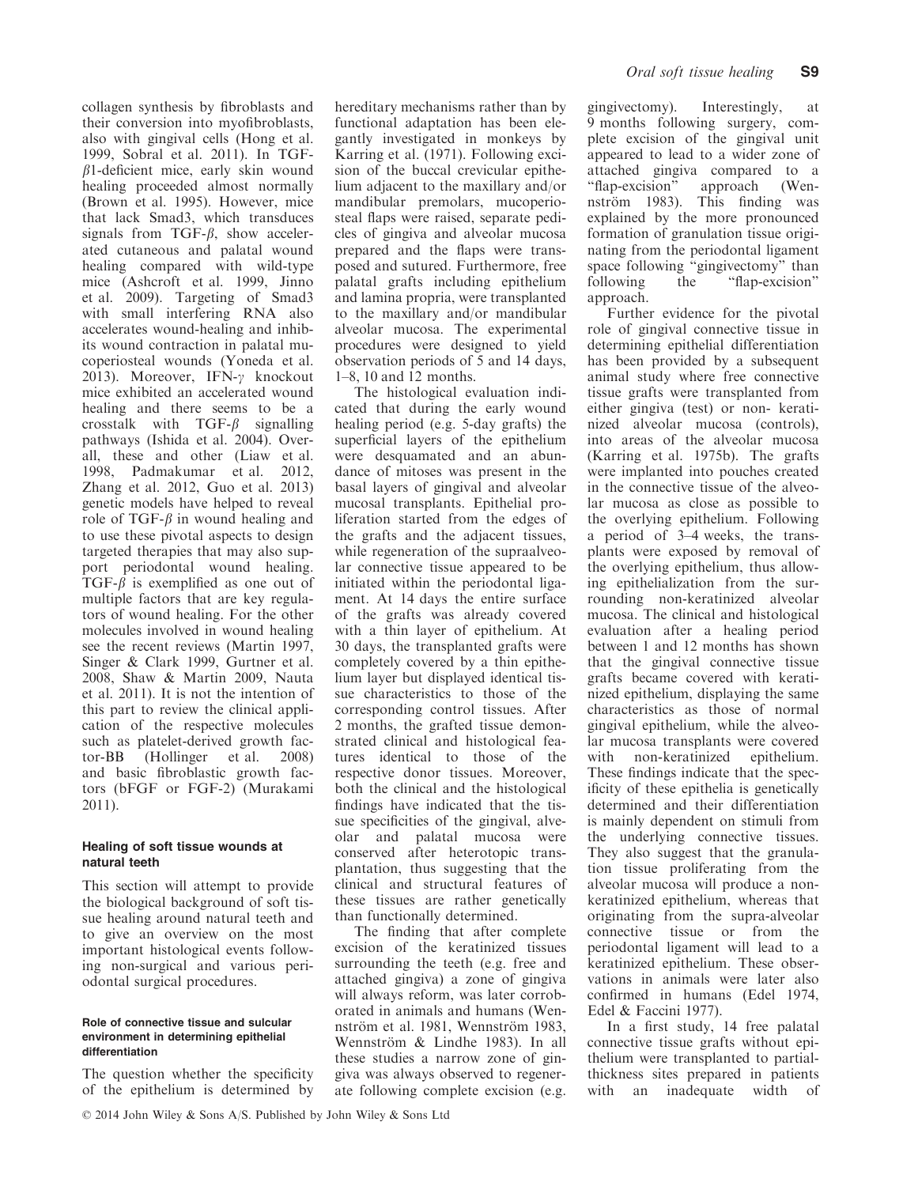collagen synthesis by fibroblasts and their conversion into myofibroblasts, also with gingival cells (Hong et al. 1999, Sobral et al. 2011). In TGF-$\beta$1-deficient mice, early skin wound healing proceeded almost normally (Brown et al. 1995). However, mice that lack Smad3, which transduces signals from TGF-$\beta$, show accelerated cutaneous and palatal wound healing compared with wild-type mice (Ashcroft et al. 1999, Jinno et al. 2009). Targeting of Smad3 with small interfering RNA also accelerates wound-healing and inhibits wound contraction in palatal mucoperiosteal wounds (Yoneda et al. 2013). Moreover, IFN-$\gamma$ knockout mice exhibited an accelerated wound healing and there seems to be a crosstalk with TGF-$\beta$ signalling pathways (Ishida et al. 2004). Overall, these and other (Liaw et al. 1998, Padmakumar et al. 2012, Zhang et al. 2012, Guo et al. 2013) genetic models have helped to reveal role of TGF-$\beta$ in wound healing and to use these pivotal aspects to design targeted therapies that may also support periodontal wound healing. TGF-$\beta$ is exemplified as one out of multiple factors that are key regulators of wound healing. For the other molecules involved in wound healing see the recent reviews (Martin 1997, Singer & Clark 1999, Gurtner et al. 2008, Shaw & Martin 2009, Nauta et al. 2011). It is not the intention of this part to review the clinical application of the respective molecules such as platelet-derived growth factor-BB (Hollinger et al. 2008) and basic fibroblastic growth factors (bFGF or FGF-2) (Murakami 2011).

## Healing of soft tissue wounds at natural teeth

This section will attempt to provide the biological background of soft tissue healing around natural teeth and to give an overview on the most important histological events following non-surgical and various periodontal surgical procedures.

### Role of connective tissue and sulcular environment in determining epithelial differentiation

The question whether the specificity of the epithelium is determined by hereditary mechanisms rather than by functional adaptation has been elegantly investigated in monkeys by Karring et al. (1971). Following excision of the buccal crevicular epithelium adjacent to the maxillary and/or mandibular premolars, mucoperiosteal flaps were raised, separate pedicles of gingiva and alveolar mucosa prepared and the flaps were transposed and sutured. Furthermore, free palatal grafts including epithelium and lamina propria, were transplanted to the maxillary and/or mandibular alveolar mucosa. The experimental procedures were designed to yield observation periods of 5 and 14 days, 1–8, 10 and 12 months.

The histological evaluation indicated that during the early wound healing period (e.g. 5-day grafts) the superficial layers of the epithelium were desquamated and an abundance of mitoses was present in the basal layers of gingival and alveolar mucosal transplants. Epithelial proliferation started from the edges of the grafts and the adjacent tissues, while regeneration of the supraalveolar connective tissue appeared to be initiated within the periodontal ligament. At 14 days the entire surface of the grafts was already covered with a thin layer of epithelium. At 30 days, the transplanted grafts were completely covered by a thin epithelium layer but displayed identical tissue characteristics to those of the corresponding control tissues. After 2 months, the grafted tissue demonstrated clinical and histological features identical to those of the respective donor tissues. Moreover, both the clinical and the histological findings have indicated that the tissue specificities of the gingival, alveolar and palatal mucosa were conserved after heterotopic transplantation, thus suggesting that the clinical and structural features of these tissues are rather genetically than functionally determined.

The finding that after complete excision of the keratinized tissues surrounding the teeth (e.g. free and attached gingiva) a zone of gingiva will always reform, was later corroborated in animals and humans (Wennström et al. 1981, Wennström 1983, Wennström & Lindhe 1983). In all these studies a narrow zone of gingiva was always observed to regenerate following complete excision (e.g. gingivectomy). Interestingly, at 9 months following surgery, complete excision of the gingival unit appeared to lead to a wider zone of attached gingiva compared to a "flap-excision" approach (Wennström 1983). This finding was explained by the more pronounced formation of granulation tissue originating from the periodontal ligament space following "gingivectomy" than following the "flap-excision" approach.

Further evidence for the pivotal role of gingival connective tissue in determining epithelial differentiation has been provided by a subsequent animal study where free connective tissue grafts were transplanted from either gingiva (test) or non- keratinized alveolar mucosa (controls), into areas of the alveolar mucosa (Karring et al. 1975b). The grafts were implanted into pouches created in the connective tissue of the alveolar mucosa as close as possible to the overlying epithelium. Following a period of 3–4 weeks, the transplants were exposed by removal of the overlying epithelium, thus allowing epithelialization from the surrounding non-keratinized alveolar mucosa. The clinical and histological evaluation after a healing period between 1 and 12 months has shown that the gingival connective tissue grafts became covered with keratinized epithelium, displaying the same characteristics as those of normal gingival epithelium, while the alveolar mucosa transplants were covered with non-keratinized epithelium. These findings indicate that the specificity of these epithelia is genetically determined and their differentiation is mainly dependent on stimuli from the underlying connective tissues. They also suggest that the granulation tissue proliferating from the alveolar mucosa will produce a non-keratinized epithelium, whereas that originating from the supra-alveolar connective tissue or from the periodontal ligament will lead to a keratinized epithelium. These observations in animals were later also confirmed in humans (Edel 1974, Edel & Faccini 1977).

In a first study, 14 free palatal connective tissue grafts without epithelium were transplanted to partial-thickness sites prepared in patients with an inadequate width of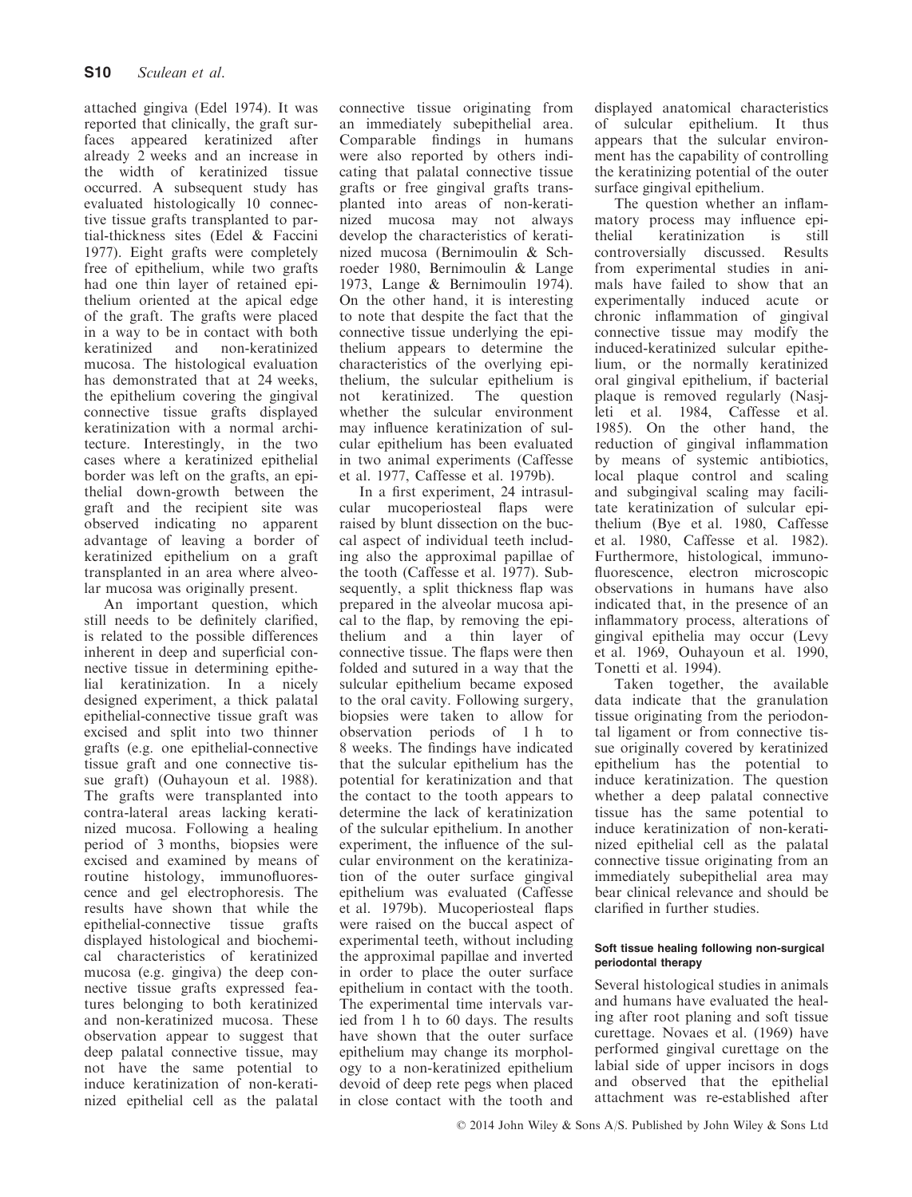attached gingiva (Edel 1974). It was reported that clinically, the graft surfaces appeared keratinized after already 2 weeks and an increase in the width of keratinized tissue occurred. A subsequent study has evaluated histologically 10 connective tissue grafts transplanted to partial-thickness sites (Edel & Faccini 1977). Eight grafts were completely free of epithelium, while two grafts had one thin layer of retained epithelium oriented at the apical edge of the graft. The grafts were placed in a way to be in contact with both keratinized and non-keratinized mucosa. The histological evaluation has demonstrated that at 24 weeks, the epithelium covering the gingival connective tissue grafts displayed keratinization with a normal architecture. Interestingly, in the two cases where a keratinized epithelial border was left on the grafts, an epithelial down-growth between the graft and the recipient site was observed indicating no apparent advantage of leaving a border of keratinized epithelium on a graft transplanted in an area where alveolar mucosa was originally present.

An important question, which still needs to be definitely clarified, is related to the possible differences inherent in deep and superficial connective tissue in determining epithelial keratinization. In a nicely designed experiment, a thick palatal epithelial-connective tissue graft was excised and split into two thinner grafts (e.g. one epithelial-connective tissue graft and one connective tissue graft) (Ouhayoun et al. 1988). The grafts were transplanted into contra-lateral areas lacking keratinized mucosa. Following a healing period of 3 months, biopsies were excised and examined by means of routine histology, immunofluorescence and gel electrophoresis. The results have shown that while the epithelial-connective tissue grafts displayed histological and biochemical characteristics of keratinized mucosa (e.g. gingiva) the deep connective tissue grafts expressed features belonging to both keratinized and non-keratinized mucosa. These observation appear to suggest that deep palatal connective tissue, may not have the same potential to induce keratinization of non-keratinized epithelial cell as the palatal connective tissue originating from an immediately subepithelial area. Comparable findings in humans were also reported by others indicating that palatal connective tissue grafts or free gingival grafts transplanted into areas of non-keratinized mucosa may not always develop the characteristics of keratinized mucosa (Bernimoulin & Schroeder 1980, Bernimoulin & Lange 1973, Lange & Bernimoulin 1974). On the other hand, it is interesting to note that despite the fact that the connective tissue underlying the epithelium appears to determine the characteristics of the overlying epithelium, the sulcular epithelium is not keratinized. The question whether the sulcular environment may influence keratinization of sulcular epithelium has been evaluated in two animal experiments (Caffesse et al. 1977, Caffesse et al. 1979b).

In a first experiment, 24 intrasulcular mucoperiosteal flaps were raised by blunt dissection on the buccal aspect of individual teeth including also the approximal papillae of the tooth (Caffesse et al. 1977). Subsequently, a split thickness flap was prepared in the alveolar mucosa apical to the flap, by removing the epithelium and a thin layer of connective tissue. The flaps were then folded and sutured in a way that the sulcular epithelium became exposed to the oral cavity. Following surgery, biopsies were taken to allow for observation periods of 1 h to 8 weeks. The findings have indicated that the sulcular epithelium has the potential for keratinization and that the contact to the tooth appears to determine the lack of keratinization of the sulcular epithelium. In another experiment, the influence of the sulcular environment on the keratinization of the outer surface gingival epithelium was evaluated (Caffesse et al. 1979b). Mucoperiosteal flaps were raised on the buccal aspect of experimental teeth, without including the approximal papillae and inverted in order to place the outer surface epithelium in contact with the tooth. The experimental time intervals varied from 1 h to 60 days. The results have shown that the outer surface epithelium may change its morphology to a non-keratinized epithelium devoid of deep rete pegs when placed in close contact with the tooth and displayed anatomical characteristics of sulcular epithelium. It thus appears that the sulcular environment has the capability of controlling the keratinizing potential of the outer surface gingival epithelium.

The question whether an inflammatory process may influence epithelial keratinization is still controversially discussed. Results from experimental studies in animals have failed to show that an experimentally induced acute or chronic inflammation of gingival connective tissue may modify the induced-keratinized sulcular epithelium, or the normally keratinized oral gingival epithelium, if bacterial plaque is removed regularly (Nasjleti et al. 1984, Caffesse et al. 1985). On the other hand, the reduction of gingival inflammation by means of systemic antibiotics, local plaque control and scaling and subgingival scaling may facilitate keratinization of sulcular epithelium (Bye et al. 1980, Caffesse et al. 1980, Caffesse et al. 1982). Furthermore, histological, immunofluorescence, electron microscopic observations in humans have also indicated that, in the presence of an inflammatory process, alterations of gingival epithelia may occur (Levy et al. 1969, Ouhayoun et al. 1990, Tonetti et al. 1994).

Taken together, the available data indicate that the granulation tissue originating from the periodontal ligament or from connective tissue originally covered by keratinized epithelium has the potential to induce keratinization. The question whether a deep palatal connective tissue has the same potential to induce keratinization of non-keratinized epithelial cell as the palatal connective tissue originating from an immediately subepithelial area may bear clinical relevance and should be clarified in further studies.

#### Soft tissue healing following non-surgical periodontal therapy

Several histological studies in animals and humans have evaluated the healing after root planing and soft tissue curettage. Novaes et al. (1969) have performed gingival curettage on the labial side of upper incisors in dogs and observed that the epithelial attachment was re-established after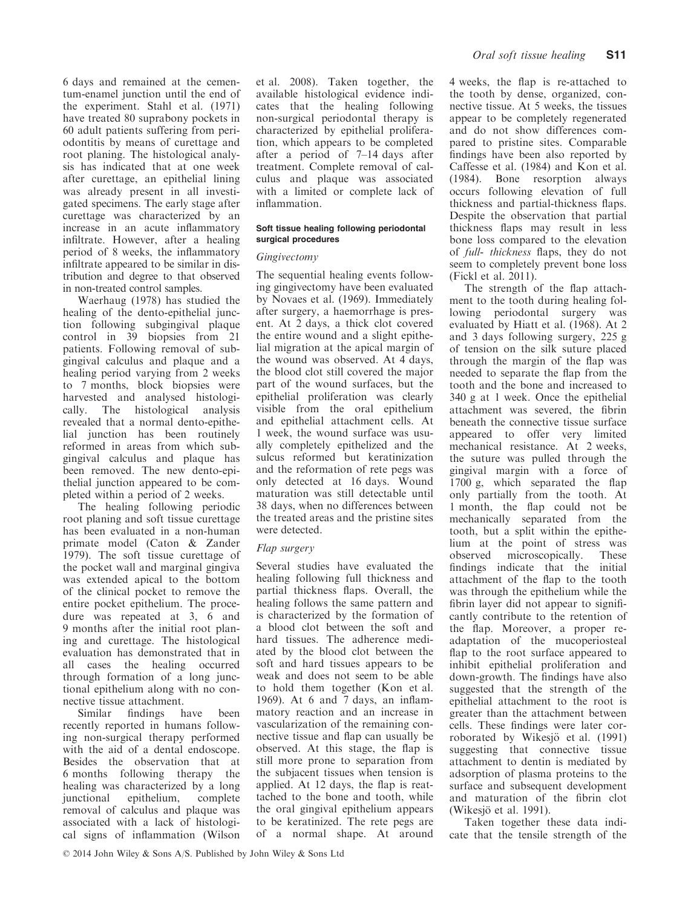6 days and remained at the cementum-enamel junction until the end of the experiment. Stahl et al. (1971) have treated 80 suprabony pockets in 60 adult patients suffering from periodontitis by means of curettage and root planing. The histological analysis has indicated that at one week after curettage, an epithelial lining was already present in all investigated specimens. The early stage after curettage was characterized by an increase in an acute inflammatory infiltrate. However, after a healing period of 8 weeks, the inflammatory infiltrate appeared to be similar in distribution and degree to that observed in non-treated control samples.

Waerhaug (1978) has studied the healing of the dento-epithelial junction following subgingival plaque control in 39 biopsies from 21 patients. Following removal of subgingival calculus and plaque and a healing period varying from 2 weeks to 7 months, block biopsies were harvested and analysed histologically. The histological analysis revealed that a normal dento-epithelial junction has been routinely reformed in areas from which subgingival calculus and plaque has been removed. The new dento-epithelial junction appeared to be completed within a period of 2 weeks.

The healing following periodic root planing and soft tissue curettage has been evaluated in a non-human primate model (Caton & Zander 1979). The soft tissue curettage of the pocket wall and marginal gingiva was extended apical to the bottom of the clinical pocket to remove the entire pocket epithelium. The procedure was repeated at 3, 6 and 9 months after the initial root planing and curettage. The histological evaluation has demonstrated that in all cases the healing occurred through formation of a long junctional epithelium along with no connective tissue attachment.

Similar findings have been recently reported in humans following non-surgical therapy performed with the aid of a dental endoscope. Besides the observation that at 6 months following therapy the healing was characterized by a long junctional epithelium, complete removal of calculus and plaque was associated with a lack of histological signs of inflammation (Wilson et al. 2008). Taken together, the available histological evidence indicates that the healing following non-surgical periodontal therapy is characterized by epithelial proliferation, which appears to be completed after a period of 7–14 days after treatment. Complete removal of calculus and plaque was associated with a limited or complete lack of inflammation.

#### Soft tissue healing following periodontal surgical procedures

*Gingivectomy*

The sequential healing events following gingivectomy have been evaluated by Novaes et al. (1969). Immediately after surgery, a haemorrhage is present. At 2 days, a thick clot covered the entire wound and a slight epithelial migration at the apical margin of the wound was observed. At 4 days, the blood clot still covered the major part of the wound surfaces, but the epithelial proliferation was clearly visible from the oral epithelium and epithelial attachment cells. At 1 week, the wound surface was usually completely epithelized and the sulcus reformed but keratinization and the reformation of rete pegs was only detected at 16 days. Wound maturation was still detectable until 38 days, when no differences between the treated areas and the pristine sites were detected.

*Flap surgery*

Several studies have evaluated the healing following full thickness and partial thickness flaps. Overall, the healing follows the same pattern and is characterized by the formation of a blood clot between the soft and hard tissues. The adherence mediated by the blood clot between the soft and hard tissues appears to be weak and does not seem to be able to hold them together (Kon et al. 1969). At 6 and 7 days, an inflammatory reaction and an increase in vascularization of the remaining connective tissue and flap can usually be observed. At this stage, the flap is still more prone to separation from the subjacent tissues when tension is applied. At 12 days, the flap is reattached to the bone and tooth, while the oral gingival epithelium appears to be keratinized. The rete pegs are of a normal shape. At around 4 weeks, the flap is re-attached to the tooth by dense, organized, connective tissue. At 5 weeks, the tissues appear to be completely regenerated and do not show differences compared to pristine sites. Comparable findings have been also reported by Caffesse et al. (1984) and Kon et al. (1984). Bone resorption always occurs following elevation of full thickness and partial-thickness flaps. Despite the observation that partial thickness flaps may result in less bone loss compared to the elevation of *full- thickness* flaps, they do not seem to completely prevent bone loss (Fickl et al. 2011).

The strength of the flap attachment to the tooth during healing following periodontal surgery was evaluated by Hiatt et al. (1968). At 2 and 3 days following surgery, 225 g of tension on the silk suture placed through the margin of the flap was needed to separate the flap from the tooth and the bone and increased to 340 g at 1 week. Once the epithelial attachment was severed, the fibrin beneath the connective tissue surface appeared to offer very limited mechanical resistance. At 2 weeks, the suture was pulled through the gingival margin with a force of 1700 g, which separated the flap only partially from the tooth. At 1 month, the flap could not be mechanically separated from the tooth, but a split within the epithelium at the point of stress was observed microscopically. These findings indicate that the initial attachment of the flap to the tooth was through the epithelium while the fibrin layer did not appear to significantly contribute to the retention of the flap. Moreover, a proper re-adaptation of the mucoperiosteal flap to the root surface appeared to inhibit epithelial proliferation and down-growth. The findings have also suggested that the strength of the epithelial attachment to the root is greater than the attachment between cells. These findings were later corroborated by Wikesjö et al. (1991) suggesting that connective tissue attachment to dentin is mediated by adsorption of plasma proteins to the surface and subsequent development and maturation of the fibrin clot (Wikesjö et al. 1991).

Taken together these data indicate that the tensile strength of the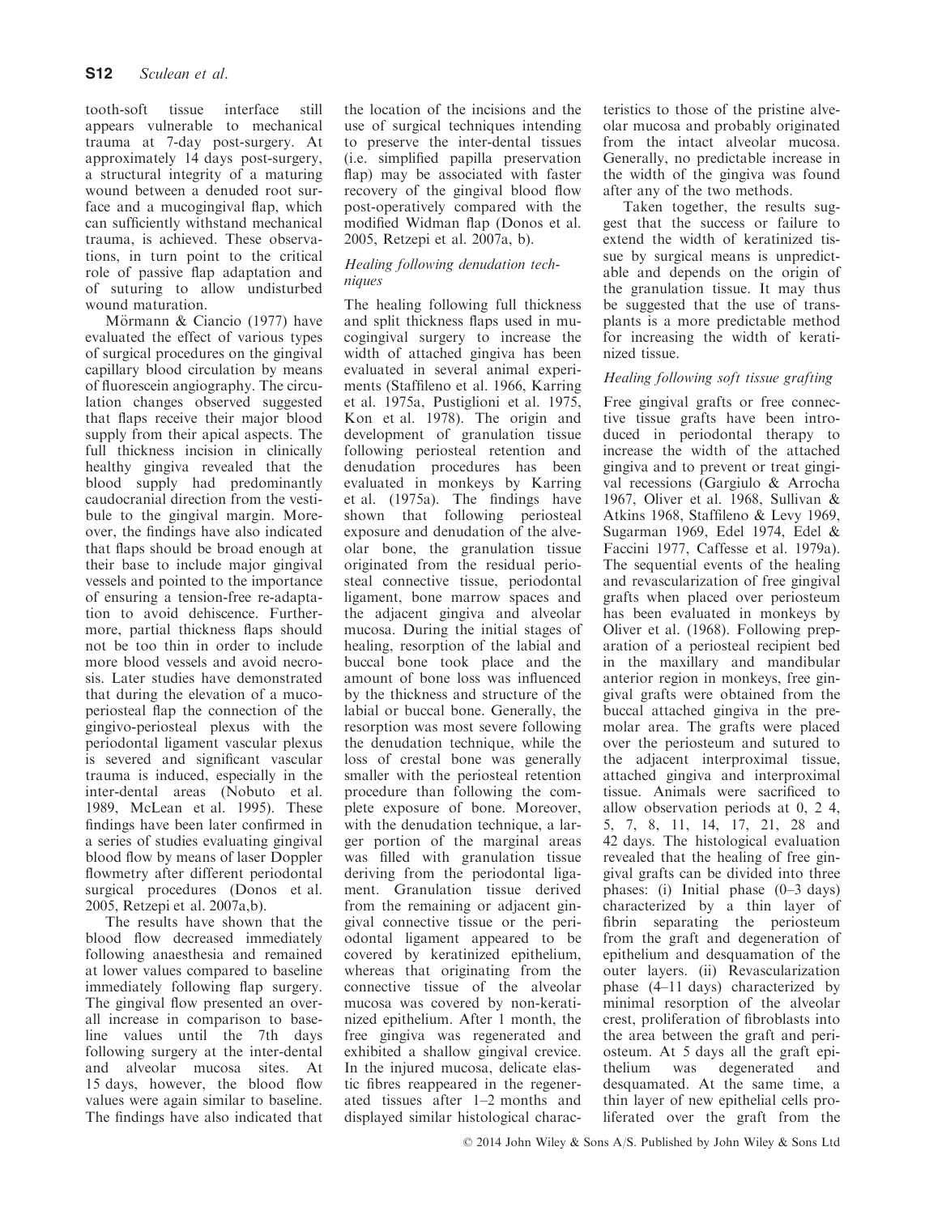tooth-soft tissue interface still appears vulnerable to mechanical trauma at 7-day post-surgery. At approximately 14 days post-surgery, a structural integrity of a maturing wound between a denuded root surface and a mucogingival flap, which can sufficiently withstand mechanical trauma, is achieved. These observations, in turn point to the critical role of passive flap adaptation and of suturing to allow undisturbed wound maturation.

Mörmann & Ciancio (1977) have evaluated the effect of various types of surgical procedures on the gingival capillary blood circulation by means of fluorescein angiography. The circulation changes observed suggested that flaps receive their major blood supply from their apical aspects. The full thickness incision in clinically healthy gingiva revealed that the blood supply had predominantly caudocranial direction from the vestibule to the gingival margin. Moreover, the findings have also indicated that flaps should be broad enough at their base to include major gingival vessels and pointed to the importance of ensuring a tension-free re-adaptation to avoid dehiscence. Furthermore, partial thickness flaps should not be too thin in order to include more blood vessels and avoid necrosis. Later studies have demonstrated that during the elevation of a mucoperiosteal flap the connection of the gingivo-periosteal plexus with the periodontal ligament vascular plexus is severed and significant vascular trauma is induced, especially in the inter-dental areas (Nobuto et al. 1989, McLean et al. 1995). These findings have been later confirmed in a series of studies evaluating gingival blood flow by means of laser Doppler flowmetry after different periodontal surgical procedures (Donos et al. 2005, Retzepi et al. 2007a,b).

The results have shown that the blood flow decreased immediately following anaesthesia and remained at lower values compared to baseline immediately following flap surgery. The gingival flow presented an overall increase in comparison to baseline values until the 7th days following surgery at the inter-dental and alveolar mucosa sites. At 15 days, however, the blood flow values were again similar to baseline. The findings have also indicated that the location of the incisions and the use of surgical techniques intending to preserve the inter-dental tissues (i.e. simplified papilla preservation flap) may be associated with faster recovery of the gingival blood flow post-operatively compared with the modified Widman flap (Donos et al. 2005, Retzepi et al. 2007a, b).

### *Healing following denudation techniques*

The healing following full thickness and split thickness flaps used in mucogingival surgery to increase the width of attached gingiva has been evaluated in several animal experiments (Staffileno et al. 1966, Karring et al. 1975a, Pustiglioni et al. 1975, Kon et al. 1978). The origin and development of granulation tissue following periosteal retention and denudation procedures has been evaluated in monkeys by Karring et al. (1975a). The findings have shown that following periosteal exposure and denudation of the alveolar bone, the granulation tissue originated from the residual periosteal connective tissue, periodontal ligament, bone marrow spaces and the adjacent gingiva and alveolar mucosa. During the initial stages of healing, resorption of the labial and buccal bone took place and the amount of bone loss was influenced by the thickness and structure of the labial or buccal bone. Generally, the resorption was most severe following the denudation technique, while the loss of crestal bone was generally smaller with the periosteal retention procedure than following the complete exposure of bone. Moreover, with the denudation technique, a larger portion of the marginal areas was filled with granulation tissue deriving from the periodontal ligament. Granulation tissue derived from the remaining or adjacent gingival connective tissue or the periodontal ligament appeared to be covered by keratinized epithelium, whereas that originating from the connective tissue of the alveolar mucosa was covered by non-keratinized epithelium. After 1 month, the free gingiva was regenerated and exhibited a shallow gingival crevice. In the injured mucosa, delicate elastic fibres reappeared in the regenerated tissues after 1–2 months and displayed similar histological characteristics to those of the pristine alveolar mucosa and probably originated from the intact alveolar mucosa. Generally, no predictable increase in the width of the gingiva was found after any of the two methods.

Taken together, the results suggest that the success or failure to extend the width of keratinized tissue by surgical means is unpredictable and depends on the origin of the granulation tissue. It may thus be suggested that the use of transplants is a more predictable method for increasing the width of keratinized tissue.

### *Healing following soft tissue grafting*

Free gingival grafts or free connective tissue grafts have been introduced in periodontal therapy to increase the width of the attached gingiva and to prevent or treat gingival recessions (Gargiulo & Arrocha 1967, Oliver et al. 1968, Sullivan & Atkins 1968, Staffileno & Levy 1969, Sugarman 1969, Edel 1974, Edel & Faccini 1977, Caffesse et al. 1979a). The sequential events of the healing and revascularization of free gingival grafts when placed over periosteum has been evaluated in monkeys by Oliver et al. (1968). Following preparation of a periosteal recipient bed in the maxillary and mandibular anterior region in monkeys, free gingival grafts were obtained from the buccal attached gingiva in the premolar area. The grafts were placed over the periosteum and sutured to the adjacent interproximal tissue, attached gingiva and interproximal tissue. Animals were sacrificed to allow observation periods at 0, 2 4, 5, 7, 8, 11, 14, 17, 21, 28 and 42 days. The histological evaluation revealed that the healing of free gingival grafts can be divided into three phases: (i) Initial phase (0–3 days) characterized by a thin layer of fibrin separating the periosteum from the graft and degeneration of epithelium and desquamation of the outer layers. (ii) Revascularization phase (4–11 days) characterized by minimal resorption of the alveolar crest, proliferation of fibroblasts into the area between the graft and periosteum. At 5 days all the graft epithelium was degenerated and desquamated. At the same time, a thin layer of new epithelial cells proliferated over the graft from the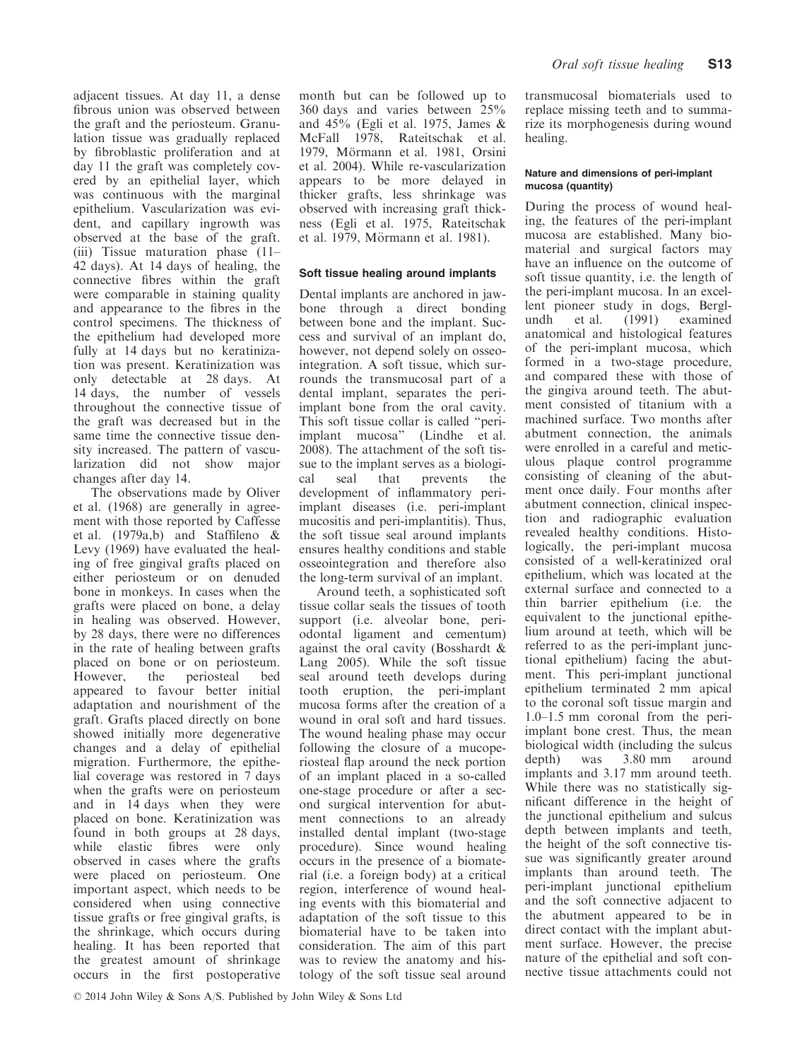adjacent tissues. At day 11, a dense fibrous union was observed between the graft and the periosteum. Granulation tissue was gradually replaced by fibroblastic proliferation and at day 11 the graft was completely covered by an epithelial layer, which was continuous with the marginal epithelium. Vascularization was evident, and capillary ingrowth was observed at the base of the graft. (iii) Tissue maturation phase (11–42 days). At 14 days of healing, the connective fibres within the graft were comparable in staining quality and appearance to the fibres in the control specimens. The thickness of the epithelium had developed more fully at 14 days but no keratinization was present. Keratinization was only detectable at 28 days. At 14 days, the number of vessels throughout the connective tissue of the graft was decreased but in the same time the connective tissue density increased. The pattern of vascularization did not show major changes after day 14.

The observations made by Oliver et al. (1968) are generally in agreement with those reported by Caffesse et al. (1979a,b) and Staffileno & Levy (1969) have evaluated the healing of free gingival grafts placed on either periosteum or on denuded bone in monkeys. In cases when the grafts were placed on bone, a delay in healing was observed. However, by 28 days, there were no differences in the rate of healing between grafts placed on bone or on periosteum. However, the periosteal bed appeared to favour better initial adaptation and nourishment of the graft. Grafts placed directly on bone showed initially more degenerative changes and a delay of epithelial migration. Furthermore, the epithelial coverage was restored in 7 days when the grafts were on periosteum and in 14 days when they were placed on bone. Keratinization was found in both groups at 28 days, while elastic fibres were only observed in cases where the grafts were placed on periosteum. One important aspect, which needs to be considered when using connective tissue grafts or free gingival grafts, is the shrinkage, which occurs during healing. It has been reported that the greatest amount of shrinkage occurs in the first postoperative month but can be followed up to 360 days and varies between 25% and 45% (Egli et al. 1975, James & McFall 1978, Rateitschak et al. 1979, Mörmann et al. 1981, Orsini et al. 2004). While re-vascularization appears to be more delayed in thicker grafts, less shrinkage was observed with increasing graft thickness (Egli et al. 1975, Rateitschak et al. 1979, Mörmann et al. 1981).

### Soft tissue healing around implants

Dental implants are anchored in jawbone through a direct bonding between bone and the implant. Success and survival of an implant do, however, not depend solely on osseointegration. A soft tissue, which surrounds the transmucosal part of a dental implant, separates the peri-implant bone from the oral cavity. This soft tissue collar is called "peri-implant mucosa" (Lindhe et al. 2008). The attachment of the soft tissue to the implant serves as a biological seal that prevents the development of inflammatory peri-implant diseases (i.e. peri-implant mucositis and peri-implantitis). Thus, the soft tissue seal around implants ensures healthy conditions and stable osseointegration and therefore also the long-term survival of an implant.

Around teeth, a sophisticated soft tissue collar seals the tissues of tooth support (i.e. alveolar bone, periodontal ligament and cementum) against the oral cavity (Bosshardt & Lang 2005). While the soft tissue seal around teeth develops during tooth eruption, the peri-implant mucosa forms after the creation of a wound in oral soft and hard tissues. The wound healing phase may occur following the closure of a mucoperiosteal flap around the neck portion of an implant placed in a so-called one-stage procedure or after a second surgical intervention for abutment connections to an already installed dental implant (two-stage procedure). Since wound healing occurs in the presence of a biomaterial (i.e. a foreign body) at a critical region, interference of wound healing events with this biomaterial and adaptation of the soft tissue to this biomaterial have to be taken into consideration. The aim of this part was to review the anatomy and histology of the soft tissue seal around transmucosal biomaterials used to replace missing teeth and to summarize its morphogenesis during wound healing.

#### Nature and dimensions of peri-implant mucosa (quantity)

During the process of wound healing, the features of the peri-implant mucosa are established. Many biomaterial and surgical factors may have an influence on the outcome of soft tissue quantity, i.e. the length of the peri-implant mucosa. In an excellent pioneer study in dogs, Berglundh et al. (1991) examined anatomical and histological features of the peri-implant mucosa, which formed in a two-stage procedure, and compared these with those of the gingiva around teeth. The abutment consisted of titanium with a machined surface. Two months after abutment connection, the animals were enrolled in a careful and meticulous plaque control programme consisting of cleaning of the abutment once daily. Four months after abutment connection, clinical inspection and radiographic evaluation revealed healthy conditions. Histologically, the peri-implant mucosa consisted of a well-keratinized oral epithelium, which was located at the external surface and connected to a thin barrier epithelium (i.e. the equivalent to the junctional epithelium around at teeth, which will be referred to as the peri-implant junctional epithelium) facing the abutment. This peri-implant junctional epithelium terminated 2 mm apical to the coronal soft tissue margin and 1.0–1.5 mm coronal from the peri-implant bone crest. Thus, the mean biological width (including the sulcus depth) was 3.80 mm around implants and 3.17 mm around teeth. While there was no statistically significant difference in the height of the junctional epithelium and sulcus depth between implants and teeth, the height of the soft connective tissue was significantly greater around implants than around teeth. The peri-implant junctional epithelium and the soft connective adjacent to the abutment appeared to be in direct contact with the implant abutment surface. However, the precise nature of the epithelial and soft connective tissue attachments could not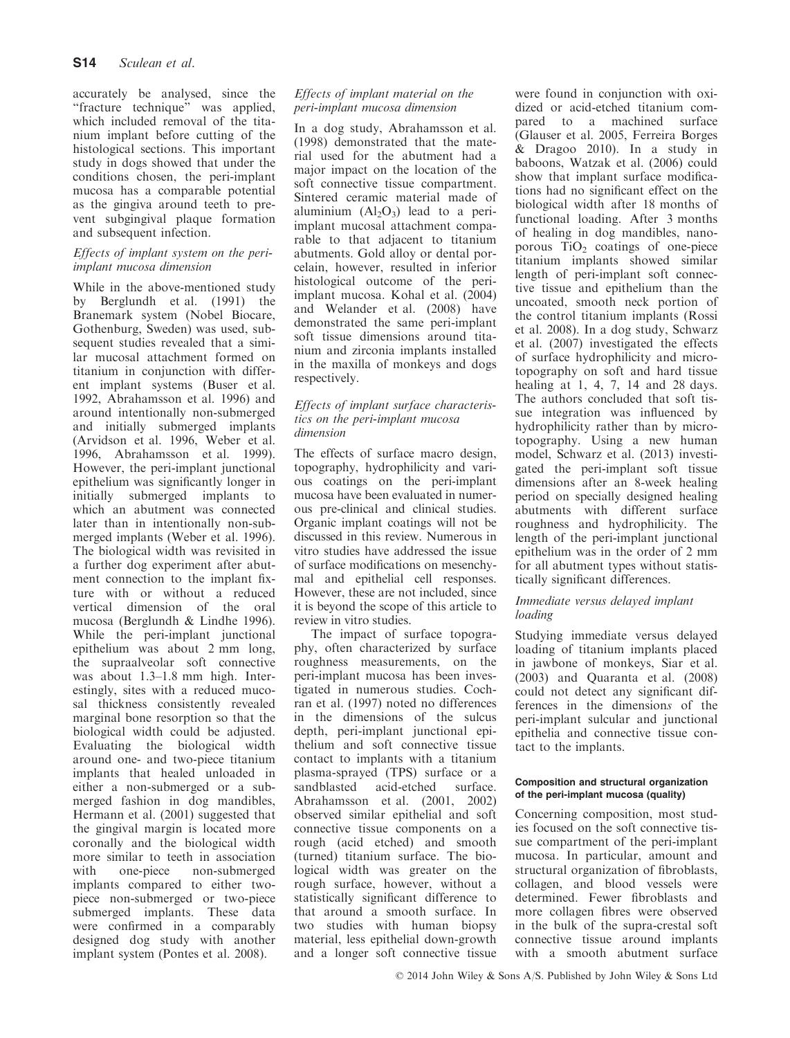accurately be analysed, since the "fracture technique" was applied, which included removal of the titanium implant before cutting of the histological sections. This important study in dogs showed that under the conditions chosen, the peri-implant mucosa has a comparable potential as the gingiva around teeth to prevent subgingival plaque formation and subsequent infection.

*Effects of implant system on the peri-implant mucosa dimension*

While in the above-mentioned study by Berglundh et al. (1991) the Branemark system (Nobel Biocare, Gothenburg, Sweden) was used, subsequent studies revealed that a similar mucosal attachment formed on titanium in conjunction with different implant systems (Buser et al. 1992, Abrahamsson et al. 1996) and around intentionally non-submerged and initially submerged implants (Arvidson et al. 1996, Weber et al. 1996, Abrahamsson et al. 1999). However, the peri-implant junctional epithelium was significantly longer in initially submerged implants to which an abutment was connected later than in intentionally non-submerged implants (Weber et al. 1996). The biological width was revisited in a further dog experiment after abutment connection to the implant fixture with or without a reduced vertical dimension of the oral mucosa (Berglundh & Lindhe 1996). While the peri-implant junctional epithelium was about 2 mm long, the supraalveolar soft connective was about 1.3–1.8 mm high. Interestingly, sites with a reduced mucosal thickness consistently revealed marginal bone resorption so that the biological width could be adjusted. Evaluating the biological width around one- and two-piece titanium implants that healed unloaded in either a non-submerged or a submerged fashion in dog mandibles, Hermann et al. (2001) suggested that the gingival margin is located more coronally and the biological width more similar to teeth in association with one-piece non-submerged implants compared to either two-piece non-submerged or two-piece submerged implants. These data were confirmed in a comparably designed dog study with another implant system (Pontes et al. 2008).

*Effects of implant material on the peri-implant mucosa dimension*

In a dog study, Abrahamsson et al. (1998) demonstrated that the material used for the abutment had a major impact on the location of the soft connective tissue compartment. Sintered ceramic material made of aluminium ($Al_2O_3$) lead to a peri-implant mucosal attachment comparable to that adjacent to titanium abutments. Gold alloy or dental porcelain, however, resulted in inferior histological outcome of the peri-implant mucosa. Kohal et al. (2004) and Welander et al. (2008) have demonstrated the same peri-implant soft tissue dimensions around titanium and zirconia implants installed in the maxilla of monkeys and dogs respectively.

*Effects of implant surface characteristics on the peri-implant mucosa dimension*

The effects of surface macro design, topography, hydrophilicity and various coatings on the peri-implant mucosa have been evaluated in numerous pre-clinical and clinical studies. Organic implant coatings will not be discussed in this review. Numerous in vitro studies have addressed the issue of surface modifications on mesenchymal and epithelial cell responses. However, these are not included, since it is beyond the scope of this article to review in vitro studies.

The impact of surface topography, often characterized by surface roughness measurements, on the peri-implant mucosa has been investigated in numerous studies. Cochran et al. (1997) noted no differences in the dimensions of the sulcus depth, peri-implant junctional epithelium and soft connective tissue contact to implants with a titanium plasma-sprayed (TPS) surface or a sandblasted acid-etched surface. Abrahamsson et al. (2001, 2002) observed similar epithelial and soft connective tissue components on a rough (acid etched) and smooth (turned) titanium surface. The biological width was greater on the rough surface, however, without a statistically significant difference to that around a smooth surface. In two studies with human biopsy material, less epithelial down-growth and a longer soft connective tissue were found in conjunction with oxidized or acid-etched titanium compared to a machined surface (Glauser et al. 2005, Ferreira Borges & Dragoo 2010). In a study in baboons, Watzak et al. (2006) could show that implant surface modifications had no significant effect on the biological width after 18 months of functional loading. After 3 months of healing in dog mandibles, nanoporous $TiO_2$ coatings of one-piece titanium implants showed similar length of peri-implant soft connective tissue and epithelium than the uncoated, smooth neck portion of the control titanium implants (Rossi et al. 2008). In a dog study, Schwarz et al. (2007) investigated the effects of surface hydrophilicity and microtopography on soft and hard tissue healing at 1, 4, 7, 14 and 28 days. The authors concluded that soft tissue integration was influenced by hydrophilicity rather than by microtopography. Using a new human model, Schwarz et al. (2013) investigated the peri-implant soft tissue dimensions after an 8-week healing period on specially designed healing abutments with different surface roughness and hydrophilicity. The length of the peri-implant junctional epithelium was in the order of 2 mm for all abutment types without statistically significant differences.

*Immediate versus delayed implant loading*

Studying immediate versus delayed loading of titanium implants placed in jawbone of monkeys, Siar et al. (2003) and Quaranta et al. (2008) could not detect any significant differences in the dimension*s* of the peri-implant sulcular and junctional epithelia and connective tissue contact to the implants.

#### Composition and structural organization of the peri-implant mucosa (quality)

Concerning composition, most studies focused on the soft connective tissue compartment of the peri-implant mucosa. In particular, amount and structural organization of fibroblasts, collagen, and blood vessels were determined. Fewer fibroblasts and more collagen fibres were observed in the bulk of the supra-crestal soft connective tissue around implants with a smooth abutment surface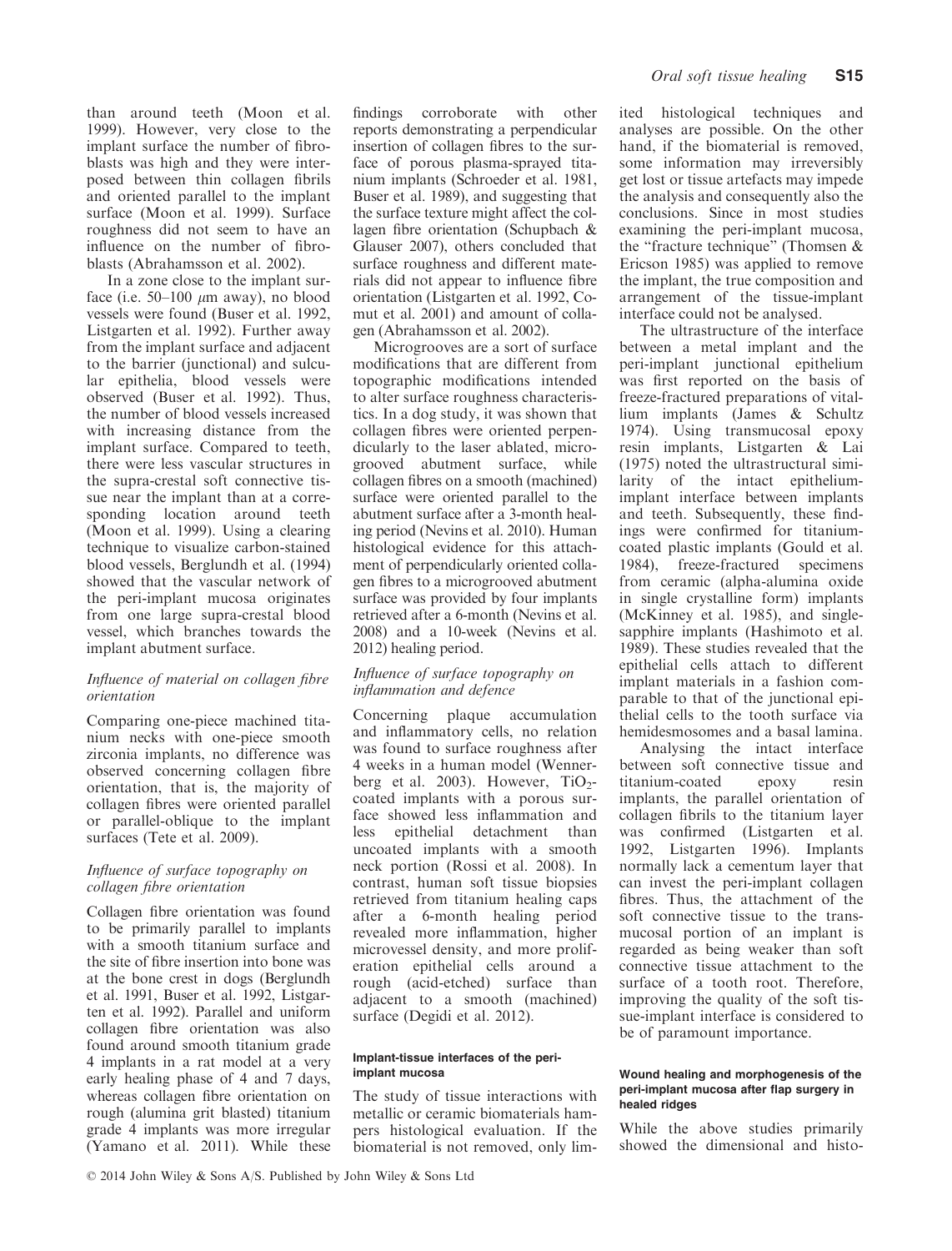than around teeth (Moon et al. 1999). However, very close to the implant surface the number of fibroblasts was high and they were interposed between thin collagen fibrils and oriented parallel to the implant surface (Moon et al. 1999). Surface roughness did not seem to have an influence on the number of fibroblasts (Abrahamsson et al. 2002).

In a zone close to the implant surface (i.e. 50–100 $\mu$m away), no blood vessels were found (Buser et al. 1992, Listgarten et al. 1992). Further away from the implant surface and adjacent to the barrier (junctional) and sulcular epithelia, blood vessels were observed (Buser et al. 1992). Thus, the number of blood vessels increased with increasing distance from the implant surface. Compared to teeth, there were less vascular structures in the supra-crestal soft connective tissue near the implant than at a corresponding location around teeth (Moon et al. 1999). Using a clearing technique to visualize carbon-stained blood vessels, Berglundh et al. (1994) showed that the vascular network of the peri-implant mucosa originates from one large supra-crestal blood vessel, which branches towards the implant abutment surface.

### *Influence of material on collagen fibre orientation*

Comparing one-piece machined titanium necks with one-piece smooth zirconia implants, no difference was observed concerning collagen fibre orientation, that is, the majority of collagen fibres were oriented parallel or parallel-oblique to the implant surfaces (Tete et al. 2009).

### *Influence of surface topography on collagen fibre orientation*

Collagen fibre orientation was found to be primarily parallel to implants with a smooth titanium surface and the site of fibre insertion into bone was at the bone crest in dogs (Berglundh et al. 1991, Buser et al. 1992, Listgarten et al. 1992). Parallel and uniform collagen fibre orientation was also found around smooth titanium grade 4 implants in a rat model at a very early healing phase of 4 and 7 days, whereas collagen fibre orientation on rough (alumina grit blasted) titanium grade 4 implants was more irregular (Yamano et al. 2011). While these findings corroborate with other reports demonstrating a perpendicular insertion of collagen fibres to the surface of porous plasma-sprayed titanium implants (Schroeder et al. 1981, Buser et al. 1989), and suggesting that the surface texture might affect the collagen fibre orientation (Schupbach & Glauser 2007), others concluded that surface roughness and different materials did not appear to influence fibre orientation (Listgarten et al. 1992, Comut et al. 2001) and amount of collagen (Abrahamsson et al. 2002).

Microgrooves are a sort of surface modifications that are different from topographic modifications intended to alter surface roughness characteristics. In a dog study, it was shown that collagen fibres were oriented perpendicularly to the laser ablated, microgrooved abutment surface, while collagen fibres on a smooth (machined) surface were oriented parallel to the abutment surface after a 3-month healing period (Nevins et al. 2010). Human histological evidence for this attachment of perpendicularly oriented collagen fibres to a microgrooved abutment surface was provided by four implants retrieved after a 6-month (Nevins et al. 2008) and a 10-week (Nevins et al. 2012) healing period.

### *Influence of surface topography on inflammation and defence*

Concerning plaque accumulation and inflammatory cells, no relation was found to surface roughness after 4 weeks in a human model (Wennerberg et al. 2003). However, $TiO_2$-coated implants with a porous surface showed less inflammation and less epithelial detachment than uncoated implants with a smooth neck portion (Rossi et al. 2008). In contrast, human soft tissue biopsies retrieved from titanium healing caps after a 6-month healing period revealed more inflammation, higher microvessel density, and more proliferation epithelial cells around a rough (acid-etched) surface than adjacent to a smooth (machined) surface (Degidi et al. 2012).

## Implant-tissue interfaces of the peri-implant mucosa

The study of tissue interactions with metallic or ceramic biomaterials hampers histological evaluation. If the biomaterial is not removed, only limited histological techniques and analyses are possible. On the other hand, if the biomaterial is removed, some information may irreversibly get lost or tissue artefacts may impede the analysis and consequently also the conclusions. Since in most studies examining the peri-implant mucosa, the "fracture technique" (Thomsen & Ericson 1985) was applied to remove the implant, the true composition and arrangement of the tissue-implant interface could not be analysed.

The ultrastructure of the interface between a metal implant and the peri-implant junctional epithelium was first reported on the basis of freeze-fractured preparations of vitallium implants (James & Schultz 1974). Using transmucosal epoxy resin implants, Listgarten & Lai (1975) noted the ultrastructural similarity of the intact epithelium-implant interface between implants and teeth. Subsequently, these findings were confirmed for titanium-coated plastic implants (Gould et al. 1984), freeze-fractured specimens from ceramic (alpha-alumina oxide in single crystalline form) implants (McKinney et al. 1985), and single-sapphire implants (Hashimoto et al. 1989). These studies revealed that the epithelial cells attach to different implant materials in a fashion comparable to that of the junctional epithelial cells to the tooth surface via hemidesmosomes and a basal lamina.

Analysing the intact interface between soft connective tissue and titanium-coated epoxy resin implants, the parallel orientation of collagen fibrils to the titanium layer was confirmed (Listgarten et al. 1992, Listgarten 1996). Implants normally lack a cementum layer that can invest the peri-implant collagen fibres. Thus, the attachment of the soft connective tissue to the transmucosal portion of an implant is regarded as being weaker than soft connective tissue attachment to the surface of a tooth root. Therefore, improving the quality of the soft tissue-implant interface is considered to be of paramount importance.

## Wound healing and morphogenesis of the peri-implant mucosa after flap surgery in healed ridges

While the above studies primarily showed the dimensional and histo-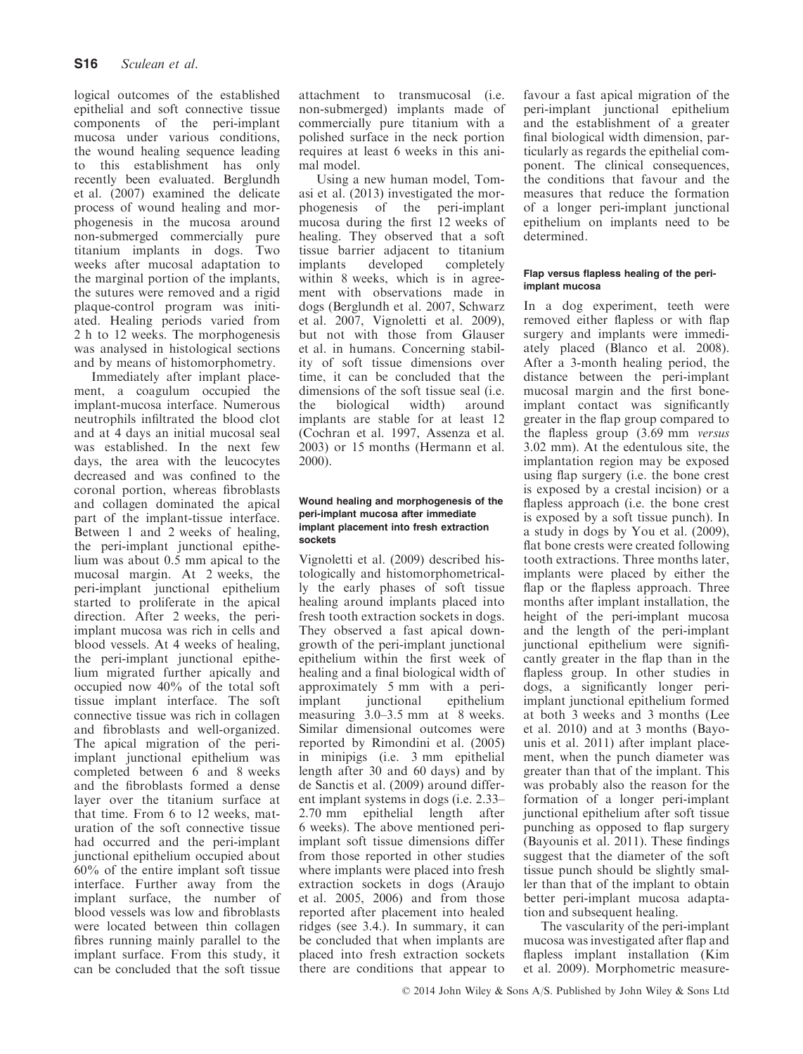logical outcomes of the established epithelial and soft connective tissue components of the peri-implant mucosa under various conditions, the wound healing sequence leading to this establishment has only recently been evaluated. Berglundh et al. (2007) examined the delicate process of wound healing and morphogenesis in the mucosa around non-submerged commercially pure titanium implants in dogs. Two weeks after mucosal adaptation to the marginal portion of the implants, the sutures were removed and a rigid plaque-control program was initiated. Healing periods varied from 2 h to 12 weeks. The morphogenesis was analysed in histological sections and by means of histomorphometry.

Immediately after implant placement, a coagulum occupied the implant-mucosa interface. Numerous neutrophils infiltrated the blood clot and at 4 days an initial mucosal seal was established. In the next few days, the area with the leucocytes decreased and was confined to the coronal portion, whereas fibroblasts and collagen dominated the apical part of the implant-tissue interface. Between 1 and 2 weeks of healing, the peri-implant junctional epithelium was about 0.5 mm apical to the mucosal margin. At 2 weeks, the peri-implant junctional epithelium started to proliferate in the apical direction. After 2 weeks, the peri-implant mucosa was rich in cells and blood vessels. At 4 weeks of healing, the peri-implant junctional epithelium migrated further apically and occupied now 40% of the total soft tissue implant interface. The soft connective tissue was rich in collagen and fibroblasts and well-organized. The apical migration of the peri-implant junctional epithelium was completed between 6 and 8 weeks and the fibroblasts formed a dense layer over the titanium surface at that time. From 6 to 12 weeks, maturation of the soft connective tissue had occurred and the peri-implant junctional epithelium occupied about 60% of the entire implant soft tissue interface. Further away from the implant surface, the number of blood vessels was low and fibroblasts were located between thin collagen fibres running mainly parallel to the implant surface. From this study, it can be concluded that the soft tissue attachment to transmucosal (i.e. non-submerged) implants made of commercially pure titanium with a polished surface in the neck portion requires at least 6 weeks in this animal model.

Using a new human model, Tomasi et al. (2013) investigated the morphogenesis of the peri-implant mucosa during the first 12 weeks of healing. They observed that a soft tissue barrier adjacent to titanium implants developed completely within 8 weeks, which is in agreement with observations made in dogs (Berglundh et al. 2007, Schwarz et al. 2007, Vignoletti et al. 2009), but not with those from Glauser et al. in humans. Concerning stability of soft tissue dimensions over time, it can be concluded that the dimensions of the soft tissue seal (i.e. the biological width) around implants are stable for at least 12 (Cochran et al. 1997, Assenza et al. 2003) or 15 months (Hermann et al. 2000).

#### Wound healing and morphogenesis of the peri-implant mucosa after immediate implant placement into fresh extraction sockets

Vignoletti et al. (2009) described histologically and histomorphometrically the early phases of soft tissue healing around implants placed into fresh tooth extraction sockets in dogs. They observed a fast apical downgrowth of the peri-implant junctional epithelium within the first week of healing and a final biological width of approximately 5 mm with a peri-implant junctional epithelium measuring 3.0–3.5 mm at 8 weeks. Similar dimensional outcomes were reported by Rimondini et al. (2005) in minipigs (i.e. 3 mm epithelial length after 30 and 60 days) and by de Sanctis et al. (2009) around different implant systems in dogs (i.e. 2.33–2.70 mm epithelial length after 6 weeks). The above mentioned peri-implant soft tissue dimensions differ from those reported in other studies where implants were placed into fresh extraction sockets in dogs (Araujo et al. 2005, 2006) and from those reported after placement into healed ridges (see 3.4.). In summary, it can be concluded that when implants are placed into fresh extraction sockets there are conditions that appear to favour a fast apical migration of the peri-implant junctional epithelium and the establishment of a greater final biological width dimension, particularly as regards the epithelial component. The clinical consequences, the conditions that favour and the measures that reduce the formation of a longer peri-implant junctional epithelium on implants need to be determined.

#### Flap versus flapless healing of the peri-implant mucosa

In a dog experiment, teeth were removed either flapless or with flap surgery and implants were immediately placed (Blanco et al. 2008). After a 3-month healing period, the distance between the peri-implant mucosal margin and the first bone-implant contact was significantly greater in the flap group compared to the flapless group (3.69 mm *versus* 3.02 mm). At the edentulous site, the implantation region may be exposed using flap surgery (i.e. the bone crest is exposed by a crestal incision) or a flapless approach (i.e. the bone crest is exposed by a soft tissue punch). In a study in dogs by You et al. (2009), flat bone crests were created following tooth extractions. Three months later, implants were placed by either the flap or the flapless approach. Three months after implant installation, the height of the peri-implant mucosa and the length of the peri-implant junctional epithelium were significantly greater in the flap than in the flapless group. In other studies in dogs, a significantly longer peri-implant junctional epithelium formed at both 3 weeks and 3 months (Lee et al. 2010) and at 3 months (Bayounis et al. 2011) after implant placement, when the punch diameter was greater than that of the implant. This was probably also the reason for the formation of a longer peri-implant junctional epithelium after soft tissue punching as opposed to flap surgery (Bayounis et al. 2011). These findings suggest that the diameter of the soft tissue punch should be slightly smaller than that of the implant to obtain better peri-implant mucosa adaptation and subsequent healing.

The vascularity of the peri-implant mucosa was investigated after flap and flapless implant installation (Kim et al. 2009). Morphometric measure-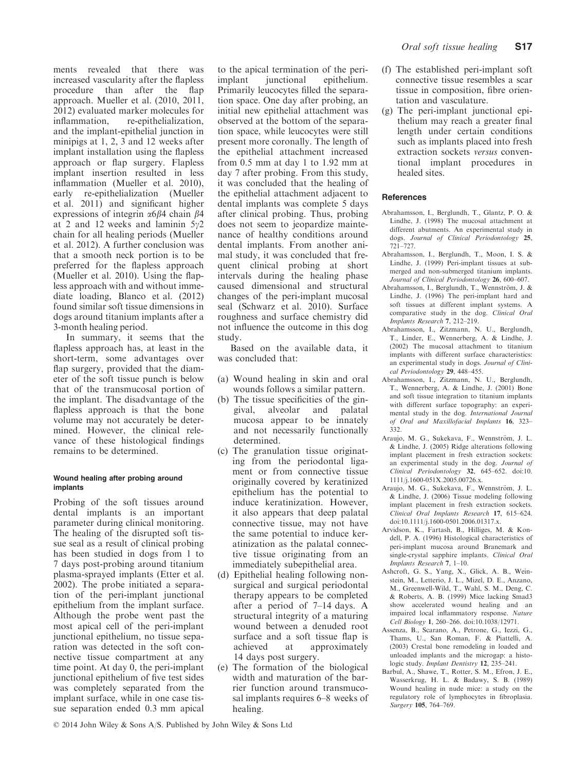ments revealed that there was increased vascularity after the flapless procedure than after the flap approach. Mueller et al. (2010, 2011, 2012) evaluated marker molecules for inflammation, re-epithelialization, and the implant-epithelial junction in minipigs at 1, 2, 3 and 12 weeks after implant installation using the flapless approach or flap surgery. Flapless implant insertion resulted in less inflammation (Mueller et al. 2010), early re-epithelialization (Mueller et al. 2011) and significant higher expressions of integrin $\alpha6\beta4$ chain $\beta4$ at 2 and 12 weeks and laminin $5\gamma2$ chain for all healing periods (Mueller et al. 2012). A further conclusion was that a smooth neck portion is to be preferred for the flapless approach (Mueller et al. 2010). Using the flapless approach with and without immediate loading, Blanco et al. (2012) found similar soft tissue dimensions in dogs around titanium implants after a 3-month healing period.

In summary, it seems that the flapless approach has, at least in the short-term, some advantages over flap surgery, provided that the diameter of the soft tissue punch is below that of the transmucosal portion of the implant. The disadvantage of the flapless approach is that the bone volume may not accurately be determined. However, the clinical relevance of these histological findings remains to be determined.

#### Wound healing after probing around implants

Probing of the soft tissues around dental implants is an important parameter during clinical monitoring. The healing of the disrupted soft tissue seal as a result of clinical probing has been studied in dogs from 1 to 7 days post-probing around titanium plasma-sprayed implants (Etter et al. 2002). The probe initiated a separation of the peri-implant junctional epithelium from the implant surface. Although the probe went past the most apical cell of the peri-implant junctional epithelium, no tissue separation was detected in the soft connective tissue compartment at any time point. At day 0, the peri-implant junctional epithelium of five test sides was completely separated from the implant surface, while in one case tissue separation ended 0.3 mm apical to the apical termination of the peri-implant junctional epithelium. Primarily leucocytes filled the separation space. One day after probing, an initial new epithelial attachment was observed at the bottom of the separation space, while leucocytes were still present more coronally. The length of the epithelial attachment increased from 0.5 mm at day 1 to 1.92 mm at day 7 after probing. From this study, it was concluded that the healing of the epithelial attachment adjacent to dental implants was complete 5 days after clinical probing. Thus, probing does not seem to jeopardize maintenance of healthy conditions around dental implants. From another animal study, it was concluded that frequent clinical probing at short intervals during the healing phase caused dimensional and structural changes of the peri-implant mucosal seal (Schwarz et al. 2010). Surface roughness and surface chemistry did not influence the outcome in this dog study.

Based on the available data, it was concluded that:

(a) Wound healing in skin and oral wounds follows a similar pattern.
(b) The tissue specificities of the gingival, alveolar and palatal mucosa appear to be innately and not necessarily functionally determined.
(c) The granulation tissue originating from the periodontal ligament or from connective tissue originally covered by keratinized epithelium has the potential to induce keratinization. However, it also appears that deep palatal connective tissue, may not have the same potential to induce keratinization as the palatal connective tissue originating from an immediately subepithelial area.
(d) Epithelial healing following non-surgical and surgical periodontal therapy appears to be completed after a period of 7–14 days. A structural integrity of a maturing wound between a denuded root surface and a soft tissue flap is achieved at approximately 14 days post surgery.
(e) The formation of the biological width and maturation of the barrier function around transmucosal implants requires 6–8 weeks of healing.
(f) The established peri-implant soft connective tissue resembles a scar tissue in composition, fibre orientation and vasculature.
(g) The peri-implant junctional epithelium may reach a greater final length under certain conditions such as implants placed into fresh extraction sockets *versus* conventional implant procedures in healed sites.

#### References

Abrahamsson, I., Berglundh, T., Glantz, P. O. & Lindhe, J. (1998) The mucosal attachment at different abutments. An experimental study in dogs. *Journal of Clinical Periodontology* **25**, 721–727.

Abrahamsson, I., Berglundh, T., Moon, I. S. & Lindhe, J. (1999) Peri-implant tissues at submerged and non-submerged titanium implants. *Journal of Clinical Periodontology* **26**, 600–607.

Abrahamsson, I., Berglundh, T., Wennström, J. & Lindhe, J. (1996) The peri-implant hard and soft tissues at different implant systems. A comparative study in the dog. *Clinical Oral Implants Research* **7**, 212–219.

Abrahamsson, I., Zitzmann, N. U., Berglundh, T., Linder, E., Wennerberg, A. & Lindhe, J. (2002) The mucosal attachment to titanium implants with different surface characteristics: an experimental study in dogs. *Journal of Clinical Periodontology* **29**, 448–455.

Abrahamsson, I., Zitzmann, N. U., Berglundh, T., Wennerberg, A. & Lindhe, J. (2001) Bone and soft tissue integration to titanium implants with different surface topography: an experimental study in the dog. *International Journal of Oral and Maxillofacial Implants* **16**, 323–332.

Araujo, M. G., Sukekava, F., Wennström, J. L. & Lindhe, J. (2005) Ridge alterations following implant placement in fresh extraction sockets: an experimental study in the dog. *Journal of Clinical Periodontology* **32**, 645–652. doi:10.1111/j.1600-051X.2005.00726.x.

Araujo, M. G., Sukekava, F., Wennström, J. L. & Lindhe, J. (2006) Tissue modeling following implant placement in fresh extraction sockets. *Clinical Oral Implants Research* **17**, 615–624. doi:10.1111/j.1600-0501.2006.01317.x.

Arvidson, K., Fartash, B., Hilliges, M. & Kondell, P. A. (1996) Histological characteristics of peri-implant mucosa around Branemark and single-crystal sapphire implants. *Clinical Oral Implants Research* **7**, 1–10.

Ashcroft, G. S., Yang, X., Glick, A. B., Weinstein, M., Letterio, J. L., Mizel, D. E., Anzano, M., Greenwell-Wild, T., Wahl, S. M., Deng, C. & Roberts, A. B. (1999) Mice lacking Smad3 show accelerated wound healing and an impaired local inflammatory response. *Nature Cell Biology* **1**, 260–266. doi:10.1038/12971.

Assenza, B., Scarano, A., Petrone, G., Iezzi, G., Thams, U., San Roman, F. & Piattelli, A. (2003) Crestal bone remodeling in loaded and unloaded implants and the microgap: a histologic study. *Implant Dentistry* **12**, 235–241.

Barbul, A., Shawe, T., Rotter, S. M., Efron, J. E., Wasserkrug, H. L. & Badawy, S. B. (1989) Wound healing in nude mice: a study on the regulatory role of lymphocytes in fibroplasia. *Surgery* **105**, 764–769.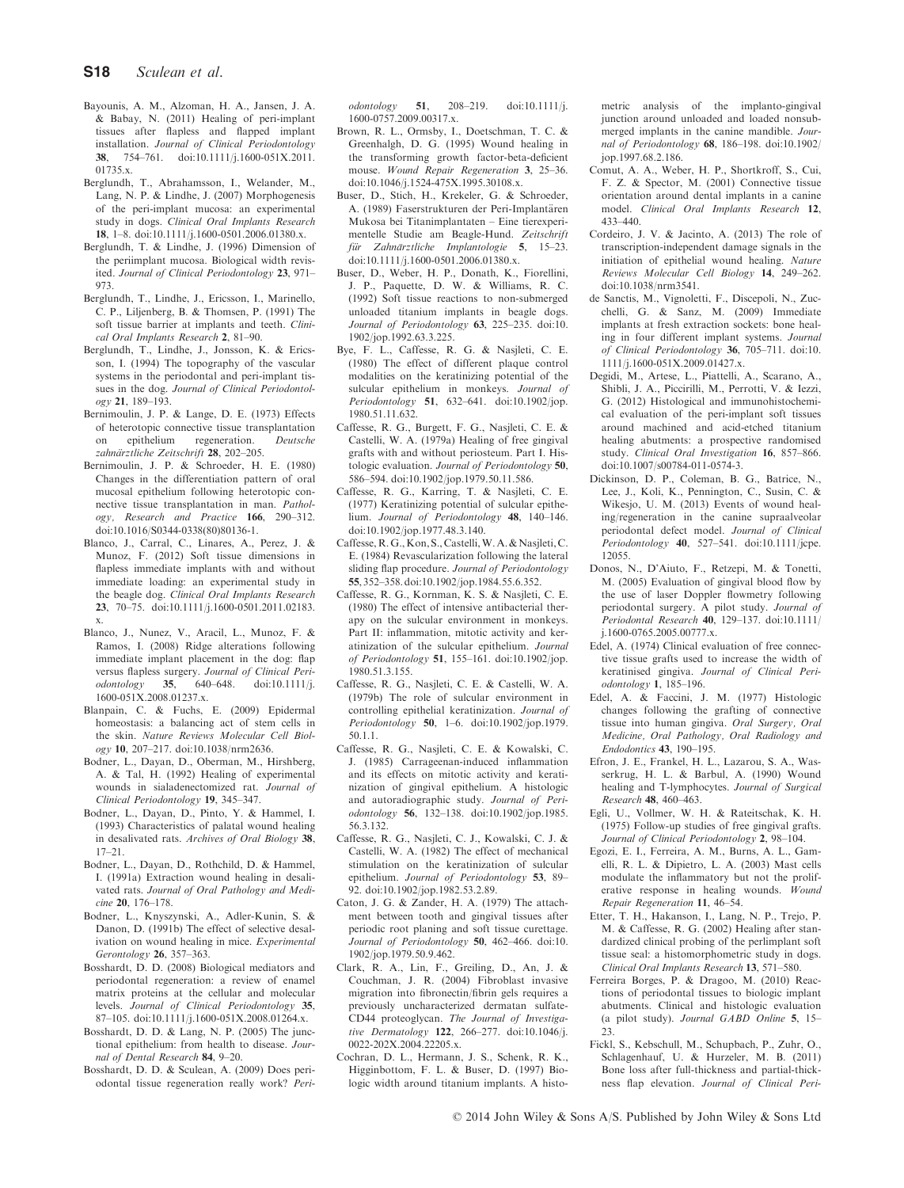Bayounis, A. M., Alzoman, H. A., Jansen, J. A. & Babay, N. (2011) Healing of peri-implant tissues after flapless and flapped implant installation. *Journal of Clinical Periodontology* **38**, 754–761. doi:10.1111/j.1600-051X.2011.01735.x.

Berglundh, T., Abrahamsson, I., Welander, M., Lang, N. P. & Lindhe, J. (2007) Morphogenesis of the peri-implant mucosa: an experimental study in dogs. *Clinical Oral Implants Research* **18**, 1–8. doi:10.1111/j.1600-0501.2006.01380.x.

Berglundh, T. & Lindhe, J. (1996) Dimension of the periimplant mucosa. Biological width revisited. *Journal of Clinical Periodontology* **23**, 971–973.

Berglundh, T., Lindhe, J., Ericsson, I., Marinello, C. P., Liljenberg, B. & Thomsen, P. (1991) The soft tissue barrier at implants and teeth. *Clinical Oral Implants Research* **2**, 81–90.

Berglundh, T., Lindhe, J., Jonsson, K. & Ericsson, I. (1994) The topography of the vascular systems in the periodontal and peri-implant tissues in the dog. *Journal of Clinical Periodontology* **21**, 189–193.

Bernimoulin, J. P. & Lange, D. E. (1973) Effects of heterotopic connective tissue transplantation on epithelium regeneration. *Deutsche zahnärztliche Zeitschrift* **28**, 202–205.

Bernimoulin, J. P. & Schroeder, H. E. (1980) Changes in the differentiation pattern of oral mucosal epithelium following heterotopic connective tissue transplantation in man. *Pathology, Research and Practice* **166**, 290–312. doi:10.1016/S0344-0338(80)80136-1.

Blanco, J., Carral, C., Linares, A., Perez, J. & Munoz, F. (2012) Soft tissue dimensions in flapless immediate implants with and without immediate loading: an experimental study in the beagle dog. *Clinical Oral Implants Research* **23**, 70–75. doi:10.1111/j.1600-0501.2011.02183.x.

Blanco, J., Nunez, V., Aracil, L., Munoz, F. & Ramos, I. (2008) Ridge alterations following immediate implant placement in the dog: flap versus flapless surgery. *Journal of Clinical Periodontology* **35**, 640–648. doi:10.1111/j.1600-051X.2008.01237.x.

Blanpain, C. & Fuchs, E. (2009) Epidermal homeostasis: a balancing act of stem cells in the skin. *Nature Reviews Molecular Cell Biology* **10**, 207–217. doi:10.1038/nrm2636.

Bodner, L., Dayan, D., Oberman, M., Hirshberg, A. & Tal, H. (1992) Healing of experimental wounds in sialadenectomized rat. *Journal of Clinical Periodontology* **19**, 345–347.

Bodner, L., Dayan, D., Pinto, Y. & Hammel, I. (1993) Characteristics of palatal wound healing in desalivated rats. *Archives of Oral Biology* **38**, 17–21.

Bodner, L., Dayan, D., Rothchild, D. & Hammel, I. (1991a) Extraction wound healing in desalivated rats. *Journal of Oral Pathology and Medicine* **20**, 176–178.

Bodner, L., Knyszynski, A., Adler-Kunin, S. & Danon, D. (1991b) The effect of selective desalivation on wound healing in mice. *Experimental Gerontology* **26**, 357–363.

Bosshardt, D. D. (2008) Biological mediators and periodontal regeneration: a review of enamel matrix proteins at the cellular and molecular levels. *Journal of Clinical Periodontology* **35**, 87–105. doi:10.1111/j.1600-051X.2008.01264.x.

Bosshardt, D. D. & Lang, N. P. (2005) The junctional epithelium: from health to disease. *Journal of Dental Research* **84**, 9–20.

Bosshardt, D. D. & Sculean, A. (2009) Does periodontal tissue regeneration really work? *Periodontology* **51**, 208–219. doi:10.1111/j.1600-0757.2009.00317.x.

Brown, R. L., Ormsby, I., Doetschman, T. C. & Greenhalgh, D. G. (1995) Wound healing in the transforming growth factor-beta-deficient mouse. *Wound Repair Regeneration* **3**, 25–36. doi:10.1046/j.1524-475X.1995.30108.x.

Buser, D., Stich, H., Krekeler, G. & Schroeder, A. (1989) Faserstrukturen der Peri-Implantären Mukosa bei Titanimplantaten – Eine tierexperimentelle Studie am Beagle-Hund. *Zeitschrift für Zahnärztliche Implantologie* **5**, 15–23. doi:10.1111/j.1600-0501.2006.01380.x.

Buser, D., Weber, H. P., Donath, K., Fiorellini, J. P., Paquette, D. W. & Williams, R. C. (1992) Soft tissue reactions to non-submerged unloaded titanium implants in beagle dogs. *Journal of Periodontology* **63**, 225–235. doi:10.1902/jop.1992.63.3.225.

Bye, F. L., Caffesse, R. G. & Nasjleti, C. E. (1980) The effect of different plaque control modalities on the keratinizing potential of the sulcular epithelium in monkeys. *Journal of Periodontology* **51**, 632–641. doi:10.1902/jop.1980.51.11.632.

Caffesse, R. G., Burgett, F. G., Nasjleti, C. E. & Castelli, W. A. (1979a) Healing of free gingival grafts with and without periosteum. Part I. Histologic evaluation. *Journal of Periodontology* **50**, 586–594. doi:10.1902/jop.1979.50.11.586.

Caffesse, R. G., Karring, T. & Nasjleti, C. E. (1977) Keratinizing potential of sulcular epithelium. *Journal of Periodontology* **48**, 140–146. doi:10.1902/jop.1977.48.3.140.

Caffesse, R. G., Kon, S., Castelli, W. A. & Nasjleti, C. E. (1984) Revascularization following the lateral sliding flap procedure. *Journal of Periodontology* **55**, 352–358. doi:10.1902/jop.1984.55.6.352.

Caffesse, R. G., Kornman, K. S. & Nasjleti, C. E. (1980) The effect of intensive antibacterial therapy on the sulcular environment in monkeys. Part II: inflammation, mitotic activity and keratinization of the sulcular epithelium. *Journal of Periodontology* **51**, 155–161. doi:10.1902/jop.1980.51.3.155.

Caffesse, R. G., Nasjleti, C. E. & Castelli, W. A. (1979b) The role of sulcular environment in controlling epithelial keratinization. *Journal of Periodontology* **50**, 1–6. doi:10.1902/jop.1979.50.1.1.

Caffesse, R. G., Nasjleti, C. E. & Kowalski, C. J. (1985) Carrageenan-induced inflammation and its effects on mitotic activity and keratinization of gingival epithelium. A histologic and autoradiographic study. *Journal of Periodontology* **56**, 132–138. doi:10.1902/jop.1985.56.3.132.

Caffesse, R. G., Nasjleti, C. J., Kowalski, C. J. & Castelli, W. A. (1982) The effect of mechanical stimulation on the keratinization of sulcular epithelium. *Journal of Periodontology* **53**, 89–92. doi:10.1902/jop.1982.53.2.89.

Caton, J. G. & Zander, H. A. (1979) The attachment between tooth and gingival tissues after periodic root planing and soft tissue curettage. *Journal of Periodontology* **50**, 462–466. doi:10.1902/jop.1979.50.9.462.

Clark, R. A., Lin, F., Greiling, D., An, J. & Couchman, J. R. (2004) Fibroblast invasive migration into fibronectin/fibrin gels requires a previously uncharacterized dermatan sulfate-CD44 proteoglycan. *The Journal of Investigative Dermatology* **122**, 266–277. doi:10.1046/j.0022-202X.2004.22205.x.

Cochran, D. L., Hermann, J. S., Schenk, R. K., Higginbottom, F. L. & Buser, D. (1997) Biologic width around titanium implants. A histometric analysis of the implanto-gingival junction around unloaded and loaded nonsubmerged implants in the canine mandible. *Journal of Periodontology* **68**, 186–198. doi:10.1902/jop.1997.68.2.186.

Comut, A. A., Weber, H. P., Shortkroff, S., Cui, F. Z. & Spector, M. (2001) Connective tissue orientation around dental implants in a canine model. *Clinical Oral Implants Research* **12**, 433–440.

Cordeiro, J. V. & Jacinto, A. (2013) The role of transcription-independent damage signals in the initiation of epithelial wound healing. *Nature Reviews Molecular Cell Biology* **14**, 249–262. doi:10.1038/nrm3541.

de Sanctis, M., Vignoletti, F., Discepoli, N., Zucchelli, G. & Sanz, M. (2009) Immediate implants at fresh extraction sockets: bone healing in four different implant systems. *Journal of Clinical Periodontology* **36**, 705–711. doi:10.1111/j.1600-051X.2009.01427.x.

Degidi, M., Artese, L., Piattelli, A., Scarano, A., Shibli, J. A., Piccirilli, M., Perrotti, V. & Iezzi, G. (2012) Histological and immunohistochemical evaluation of the peri-implant soft tissues around machined and acid-etched titanium healing abutments: a prospective randomised study. *Clinical Oral Investigation* **16**, 857–866. doi:10.1007/s00784-011-0574-3.

Dickinson, D. P., Coleman, B. G., Batrice, N., Lee, J., Koli, K., Pennington, C., Susin, C. & Wikesjo, U. M. (2013) Events of wound healing/regeneration in the canine supraalveolar periodontal defect model. *Journal of Clinical Periodontology* **40**, 527–541. doi:10.1111/jcpe.12055.

Donos, N., D'Aiuto, F., Retzepi, M. & Tonetti, M. (2005) Evaluation of gingival blood flow by the use of laser Doppler flowmetry following periodontal surgery. A pilot study. *Journal of Periodontal Research* **40**, 129–137. doi:10.1111/j.1600-0765.2005.00777.x.

Edel, A. (1974) Clinical evaluation of free connective tissue grafts used to increase the width of keratinised gingiva. *Journal of Clinical Periodontology* **1**, 185–196.

Edel, A. & Faccini, J. M. (1977) Histologic changes following the grafting of connective tissue into human gingiva. *Oral Surgery, Oral Medicine, Oral Pathology, Oral Radiology and Endodontics* **43**, 190–195.

Efron, J. E., Frankel, H. L., Lazarou, S. A., Wasserkrug, H. L. & Barbul, A. (1990) Wound healing and T-lymphocytes. *Journal of Surgical Research* **48**, 460–463.

Egli, U., Vollmer, W. H. & Rateitschak, K. H. (1975) Follow-up studies of free gingival grafts. *Journal of Clinical Periodontology* **2**, 98–104.

Egozi, E. I., Ferreira, A. M., Burns, A. L., Gamelli, R. L. & Dipietro, L. A. (2003) Mast cells modulate the inflammatory but not the proliferative response in healing wounds. *Wound Repair Regeneration* **11**, 46–54.

Etter, T. H., Hakanson, I., Lang, N. P., Trejo, P. M. & Caffesse, R. G. (2002) Healing after standardized clinical probing of the perlimplant soft tissue seal: a histomorphometric study in dogs. *Clinical Oral Implants Research* **13**, 571–580.

Ferreira Borges, P. & Dragoo, M. (2010) Reactions of periodontal tissues to biologic implant abutments. Clinical and histologic evaluation (a pilot study). *Journal GABD Online* **5**, 15–23.

Fickl, S., Kebschull, M., Schupbach, P., Zuhr, O., Schlagenhauf, U. & Hurzeler, M. B. (2011) Bone loss after full-thickness and partial-thickness flap elevation. *Journal of Clinical Peri-*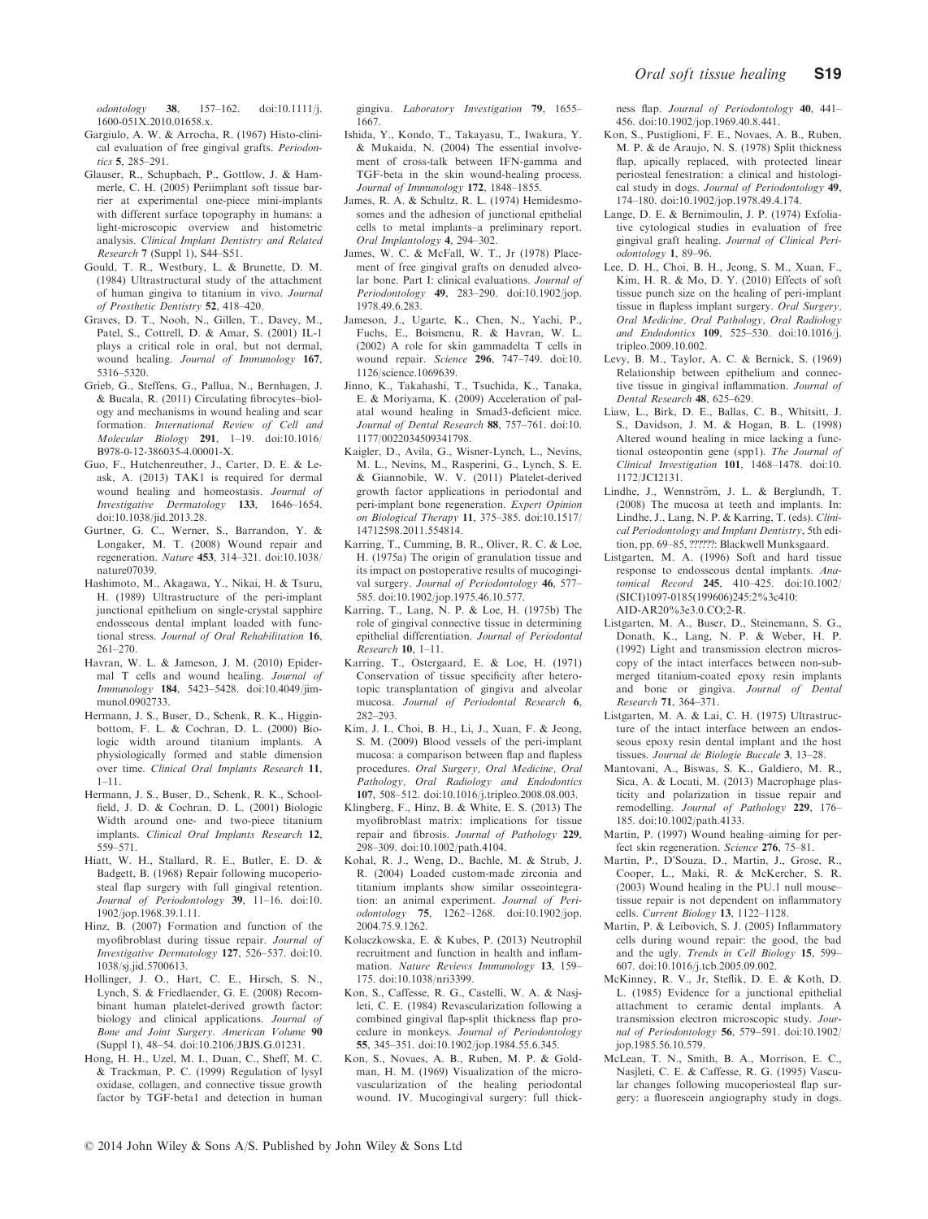odontology **38**, 157–162. doi:10.1111/j.1600-051X.2010.01658.x.

Gargiulo, A. W. & Arrocha, R. (1967) Histo-clinical evaluation of free gingival grafts. *Periodontics* **5**, 285–291.

Glauser, R., Schupbach, P., Gottlow, J. & Hammerle, C. H. (2005) Periimplant soft tissue barrier at experimental one-piece mini-implants with different surface topography in humans: a light-microscopic overview and histometric analysis. *Clinical Implant Dentistry and Related Research* **7** (Suppl 1), S44–S51.

Gould, T. R., Westbury, L. & Brunette, D. M. (1984) Ultrastructural study of the attachment of human gingiva to titanium in vivo. *Journal of Prosthetic Dentistry* **52**, 418–420.

Graves, D. T., Nooh, N., Gillen, T., Davey, M., Patel, S., Cottrell, D. & Amar, S. (2001) IL-1 plays a critical role in oral, but not dermal, wound healing. *Journal of Immunology* **167**, 5316–5320.

Grieb, G., Steffens, G., Pallua, N., Bernhagen, J. & Bucala, R. (2011) Circulating fibrocytes–biology and mechanisms in wound healing and scar formation. *International Review of Cell and Molecular Biology* **291**, 1–19. doi:10.1016/B978-0-12-386035-4.00001-X.

Guo, F., Hutchenreuther, J., Carter, D. E. & Leask, A. (2013) TAK1 is required for dermal wound healing and homeostasis. *Journal of Investigative Dermatology* **133**, 1646–1654. doi:10.1038/jid.2013.28.

Gurtner, G. C., Werner, S., Barrandon, Y. & Longaker, M. T. (2008) Wound repair and regeneration. *Nature* **453**, 314–321. doi:10.1038/nature07039.

Hashimoto, M., Akagawa, Y., Nikai, H. & Tsuru, H. (1989) Ultrastructure of the peri-implant junctional epithelium on single-crystal sapphire endosseous dental implant loaded with functional stress. *Journal of Oral Rehabilitation* **16**, 261–270.

Havran, W. L. & Jameson, J. M. (2010) Epidermal T cells and wound healing. *Journal of Immunology* **184**, 5423–5428. doi:10.4049/jimmunol.0902733.

Hermann, J. S., Buser, D., Schenk, R. K., Higginbottom, F. L. & Cochran, D. L. (2000) Biologic width around titanium implants. A physiologically formed and stable dimension over time. *Clinical Oral Implants Research* **11**, 1–11.

Hermann, J. S., Buser, D., Schenk, R. K., Schoolfield, J. D. & Cochran, D. L. (2001) Biologic Width around one- and two-piece titanium implants. *Clinical Oral Implants Research* **12**, 559–571.

Hiatt, W. H., Stallard, R. E., Butler, E. D. & Badgett, B. (1968) Repair following mucoperiosteal flap surgery with full gingival retention. *Journal of Periodontology* **39**, 11–16. doi:10.1902/jop.1968.39.1.11.

Hinz, B. (2007) Formation and function of the myofibroblast during tissue repair. *Journal of Investigative Dermatology* **127**, 526–537. doi:10.1038/sj.jid.5700613.

Hollinger, J. O., Hart, C. E., Hirsch, S. N., Lynch, S. & Friedlaender, G. E. (2008) Recombinant human platelet-derived growth factor: biology and clinical applications. *Journal of Bone and Joint Surgery. American Volume* **90** (Suppl 1), 48–54. doi:10.2106/JBJS.G.01231.

Hong, H. H., Uzel, M. I., Duan, C., Sheff, M. C. & Trackman, P. C. (1999) Regulation of lysyl oxidase, collagen, and connective tissue growth factor by TGF-beta1 and detection in human gingiva. *Laboratory Investigation* **79**, 1655–1667.

Ishida, Y., Kondo, T., Takayasu, T., Iwakura, Y. & Mukaida, N. (2004) The essential involvement of cross-talk between IFN-gamma and TGF-beta in the skin wound-healing process. *Journal of Immunology* **172**, 1848–1855.

James, R. A. & Schultz, R. L. (1974) Hemidesmosomes and the adhesion of junctional epithelial cells to metal implants–a preliminary report. *Oral Implantology* **4**, 294–302.

James, W. C. & McFall, W. T., Jr (1978) Placement of free gingival grafts on denuded alveolar bone. Part I: clinical evaluations. *Journal of Periodontology* **49**, 283–290. doi:10.1902/jop.1978.49.6.283.

Jameson, J., Ugarte, K., Chen, N., Yachi, P., Fuchs, E., Boismenu, R. & Havran, W. L. (2002) A role for skin gammadelta T cells in wound repair. *Science* **296**, 747–749. doi:10.1126/science.1069639.

Jinno, K., Takahashi, T., Tsuchida, K., Tanaka, E. & Moriyama, K. (2009) Acceleration of palatal wound healing in Smad3-deficient mice. *Journal of Dental Research* **88**, 757–761. doi:10.1177/0022034509341798.

Kaigler, D., Avila, G., Wisner-Lynch, L., Nevins, M. L., Nevins, M., Rasperini, G., Lynch, S. E. & Giannobile, W. V. (2011) Platelet-derived growth factor applications in periodontal and peri-implant bone regeneration. *Expert Opinion on Biological Therapy* **11**, 375–385. doi:10.1517/14712598.2011.554814.

Karring, T., Cumming, B. R., Oliver, R. C. & Loe, H. (1975a) The origin of granulation tissue and its impact on postoperative results of mucogingival surgery. *Journal of Periodontology* **46**, 577–585. doi:10.1902/jop.1975.46.10.577.

Karring, T., Lang, N. P. & Loe, H. (1975b) The role of gingival connective tissue in determining epithelial differentiation. *Journal of Periodontal Research* **10**, 1–11.

Karring, T., Ostergaard, E. & Loe, H. (1971) Conservation of tissue specificity after heterotopic transplantation of gingiva and alveolar mucosa. *Journal of Periodontal Research* **6**, 282–293.

Kim, J. I., Choi, B. H., Li, J., Xuan, F. & Jeong, S. M. (2009) Blood vessels of the peri-implant mucosa: a comparison between flap and flapless procedures. *Oral Surgery, Oral Medicine, Oral Pathology, Oral Radiology and Endodontics* **107**, 508–512. doi:10.1016/j.tripleo.2008.08.003.

Klingberg, F., Hinz, B. & White, E. S. (2013) The myofibroblast matrix: implications for tissue repair and fibrosis. *Journal of Pathology* **229**, 298–309. doi:10.1002/path.4104.

Kohal, R. J., Weng, D., Bachle, M. & Strub, J. R. (2004) Loaded custom-made zirconia and titanium implants show similar osseointegration: an animal experiment. *Journal of Periodontology* **75**, 1262–1268. doi:10.1902/jop.2004.75.9.1262.

Kolaczkowska, E. & Kubes, P. (2013) Neutrophil recruitment and function in health and inflammation. *Nature Reviews Immunology* **13**, 159–175. doi:10.1038/nri3399.

Kon, S., Caffesse, R. G., Castelli, W. A. & Nasjleti, C. E. (1984) Revascularization following a combined gingival flap-split thickness flap procedure in monkeys. *Journal of Periodontology* **55**, 345–351. doi:10.1902/jop.1984.55.6.345.

Kon, S., Novaes, A. B., Ruben, M. P. & Goldman, H. M. (1969) Visualization of the microvascularization of the healing periodontal wound. IV. Mucogingival surgery: full thickness flap. *Journal of Periodontology* **40**, 441–456. doi:10.1902/jop.1969.40.8.441.

Kon, S., Pustiglioni, F. E., Novaes, A. B., Ruben, M. P. & de Araujo, N. S. (1978) Split thickness flap, apically replaced, with protected linear periosteal fenestration: a clinical and histological study in dogs. *Journal of Periodontology* **49**, 174–180. doi:10.1902/jop.1978.49.4.174.

Lange, D. E. & Bernimoulin, J. P. (1974) Exfoliative cytological studies in evaluation of free gingival graft healing. *Journal of Clinical Periodontology* **1**, 89–96.

Lee, D. H., Choi, B. H., Jeong, S. M., Xuan, F., Kim, H. R. & Mo, D. Y. (2010) Effects of soft tissue punch size on the healing of peri-implant tissue in flapless implant surgery. *Oral Surgery, Oral Medicine, Oral Pathology, Oral Radiology and Endodontics* **109**, 525–530. doi:10.1016/j.tripleo.2009.10.002.

Levy, B. M., Taylor, A. C. & Bernick, S. (1969) Relationship between epithelium and connective tissue in gingival inflammation. *Journal of Dental Research* **48**, 625–629.

Liaw, L., Birk, D. E., Ballas, C. B., Whitsitt, J. S., Davidson, J. M. & Hogan, B. L. (1998) Altered wound healing in mice lacking a functional osteopontin gene (spp1). *The Journal of Clinical Investigation* **101**, 1468–1478. doi:10.1172/JCI2131.

Lindhe, J., Wennström, J. L. & Berglundh, T. (2008) The mucosa at teeth and implants. In: Lindhe, J., Lang, N. P. & Karring, T. (eds). *Clinical Periodontology and Implant Dentistry*, 5th edition, pp. 69–85, ??????: Blackwell Munksgaard.

Listgarten, M. A. (1996) Soft and hard tissue response to endosseous dental implants. *Anatomical Record* **245**, 410–425. doi:10.1002/(SICI)1097-0185(199606)245:2%3c410:AID-AR20%3e3.0.CO;2-R.

Listgarten, M. A., Buser, D., Steinemann, S. G., Donath, K., Lang, N. P. & Weber, H. P. (1992) Light and transmission electron microscopy of the intact interfaces between non-submerged titanium-coated epoxy resin implants and bone or gingiva. *Journal of Dental Research* **71**, 364–371.

Listgarten, M. A. & Lai, C. H. (1975) Ultrastructure of the intact interface between an endosseous epoxy resin dental implant and the host tissues. *Journal de Biologie Buccale* **3**, 13–28.

Mantovani, A., Biswas, S. K., Galdiero, M. R., Sica, A. & Locati, M. (2013) Macrophage plasticity and polarization in tissue repair and remodelling. *Journal of Pathology* **229**, 176–185. doi:10.1002/path.4133.

Martin, P. (1997) Wound healing–aiming for perfect skin regeneration. *Science* **276**, 75–81.

Martin, P., D'Souza, D., Martin, J., Grose, R., Cooper, L., Maki, R. & McKercher, S. R. (2003) Wound healing in the PU.1 null mouse–tissue repair is not dependent on inflammatory cells. *Current Biology* **13**, 1122–1128.

Martin, P. & Leibovich, S. J. (2005) Inflammatory cells during wound repair: the good, the bad and the ugly. *Trends in Cell Biology* **15**, 599–607. doi:10.1016/j.tcb.2005.09.002.

McKinney, R. V., Jr, Steflik, D. E. & Koth, D. L. (1985) Evidence for a junctional epithelial attachment to ceramic dental implants. A transmission electron microscopic study. *Journal of Periodontology* **56**, 579–591. doi:10.1902/jop.1985.56.10.579.

McLean, T. N., Smith, B. A., Morrison, E. C., Nasjleti, C. E. & Caffesse, R. G. (1995) Vascular changes following mucoperiosteal flap surgery: a fluorescein angiography study in dogs.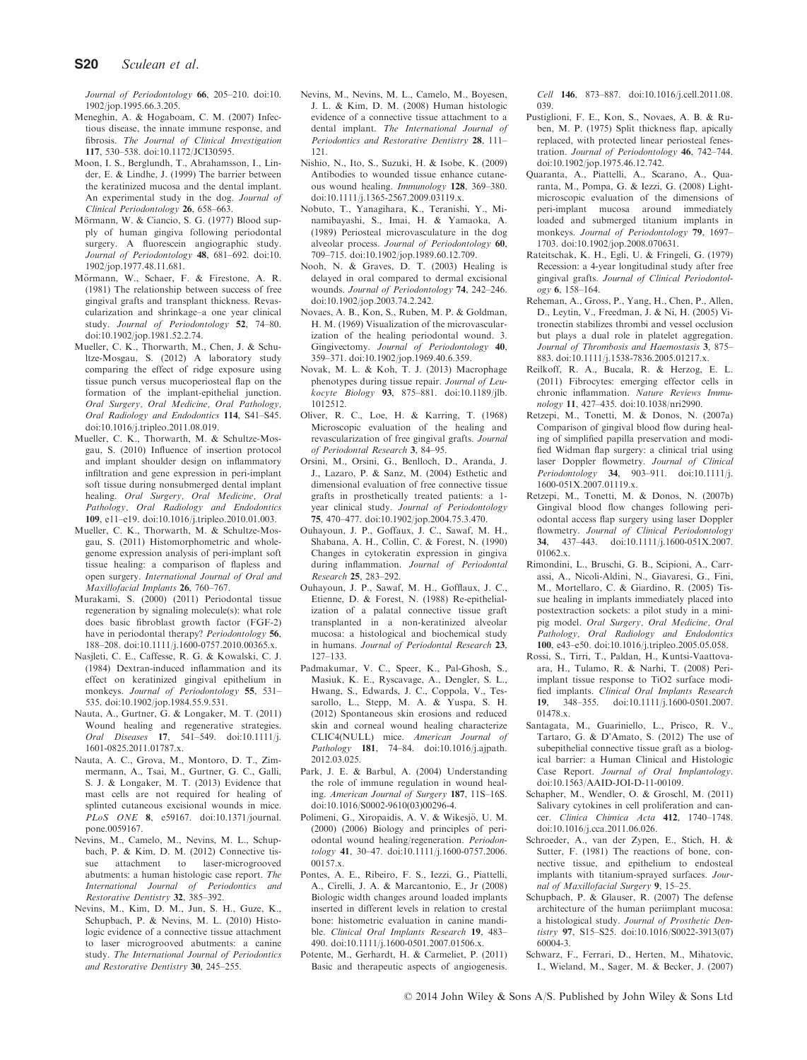Journal of Periodontology 66, 205–210. doi:10.1902/jop.1995.66.3.205.

Meneghin, A. & Hogaboam, C. M. (2007) Infectious disease, the innate immune response, and fibrosis. The Journal of Clinical Investigation 117, 530–538. doi:10.1172/JCI30595.

Moon, I. S., Berglundh, T., Abrahamsson, I., Linder, E. & Lindhe, J. (1999) The barrier between the keratinized mucosa and the dental implant. An experimental study in the dog. Journal of Clinical Periodontology 26, 658–663.

Mörmann, W. & Ciancio, S. G. (1977) Blood supply of human gingiva following periodontal surgery. A fluorescein angiographic study. Journal of Periodontology 48, 681–692. doi:10.1902/jop.1977.48.11.681.

Mörmann, W., Schaer, F. & Firestone, A. R. (1981) The relationship between success of free gingival grafts and transplant thickness. Revascularization and shrinkage–a one year clinical study. Journal of Periodontology 52, 74–80. doi:10.1902/jop.1981.52.2.74.

Mueller, C. K., Thorwarth, M., Chen, J. & Schultze-Mosgau, S. (2012) A laboratory study comparing the effect of ridge exposure using tissue punch versus mucoperiosteal flap on the formation of the implant-epithelial junction. Oral Surgery, Oral Medicine, Oral Pathology, Oral Radiology and Endodontics 114, S41–S45. doi:10.1016/j.tripleo.2011.08.019.

Mueller, C. K., Thorwarth, M. & Schultze-Mosgau, S. (2010) Influence of insertion protocol and implant shoulder design on inflammatory infiltration and gene expression in peri-implant soft tissue during nonsubmerged dental implant healing. Oral Surgery, Oral Medicine, Oral Pathology, Oral Radiology and Endodontics 109, e11–e19. doi:10.1016/j.tripleo.2010.01.003.

Mueller, C. K., Thorwarth, M. & Schultze-Mosgau, S. (2011) Histomorphometric and whole-genome expression analysis of peri-implant soft tissue healing: a comparison of flapless and open surgery. International Journal of Oral and Maxillofacial Implants 26, 760–767.

Murakami, S. (2000) (2011) Periodontal tissue regeneration by signaling molecule(s): what role does basic fibroblast growth factor (FGF-2) have in periodontal therapy? Periodontology 56, 188–208. doi:10.1111/j.1600-0757.2010.00365.x.

Nasjleti, C. E., Caffesse, R. G. & Kowalski, C. J. (1984) Dextran-induced inflammation and its effect on keratinized gingival epithelium in monkeys. Journal of Periodontology 55, 531–535. doi:10.1902/jop.1984.55.9.531.

Nauta, A., Gurtner, G. & Longaker, M. T. (2011) Wound healing and regenerative strategies. Oral Diseases 17, 541–549. doi:10.1111/j.1601-0825.2011.01787.x.

Nauta, A. C., Grova, M., Montoro, D. T., Zimmermann, A., Tsai, M., Gurtner, G. C., Galli, S. J. & Longaker, M. T. (2013) Evidence that mast cells are not required for healing of splinted cutaneous excisional wounds in mice. PLoS ONE 8, e59167. doi:10.1371/journal.pone.0059167.

Nevins, M., Camelo, M., Nevins, M. L., Schupbach, P. & Kim, D. M. (2012) Connective tissue attachment to laser-microgrooved abutments: a human histologic case report. The International Journal of Periodontics and Restorative Dentistry 32, 385–392.

Nevins, M., Kim, D. M., Jun, S. H., Guze, K., Schupbach, P. & Nevins, M. L. (2010) Histologic evidence of a connective tissue attachment to laser microgrooved abutments: a canine study. The International Journal of Periodontics and Restorative Dentistry 30, 245–255.

Nevins, M., Nevins, M. L., Camelo, M., Boyesen, J. L. & Kim, D. M. (2008) Human histologic evidence of a connective tissue attachment to a dental implant. The International Journal of Periodontics and Restorative Dentistry 28, 111–121.

Nishio, N., Ito, S., Suzuki, H. & Isobe, K. (2009) Antibodies to wounded tissue enhance cutaneous wound healing. Immunology 128, 369–380. doi:10.1111/j.1365-2567.2009.03119.x.

Nobuto, T., Yanagihara, K., Teranishi, Y., Minamibayashi, S., Imai, H. & Yamaoka, A. (1989) Periosteal microvasculature in the dog alveolar process. Journal of Periodontology 60, 709–715. doi:10.1902/jop.1989.60.12.709.

Nooh, N. & Graves, D. T. (2003) Healing is delayed in oral compared to dermal excisional wounds. Journal of Periodontology 74, 242–246. doi:10.1902/jop.2003.74.2.242.

Novaes, A. B., Kon, S., Ruben, M. P. & Goldman, H. M. (1969) Visualization of the microvascularization of the healing periodontal wound. 3. Gingivectomy. Journal of Periodontology 40, 359–371. doi:10.1902/jop.1969.40.6.359.

Novak, M. L. & Koh, T. J. (2013) Macrophage phenotypes during tissue repair. Journal of Leukocyte Biology 93, 875–881. doi:10.1189/jlb.1012512.

Oliver, R. C., Loe, H. & Karring, T. (1968) Microscopic evaluation of the healing and revascularization of free gingival grafts. Journal of Periodontal Research 3, 84–95.

Orsini, M., Orsini, G., Benlloch, D., Aranda, J. J., Lazaro, P. & Sanz, M. (2004) Esthetic and dimensional evaluation of free connective tissue grafts in prosthetically treated patients: a 1-year clinical study. Journal of Periodontology 75, 470–477. doi:10.1902/jop.2004.75.3.470.

Ouhayoun, J. P., Goffaux, J. C., Sawaf, M. H., Shabana, A. H., Collin, C. & Forest, N. (1990) Changes in cytokeratin expression in gingiva during inflammation. Journal of Periodontal Research 25, 283–292.

Ouhayoun, J. P., Sawaf, M. H., Gofflaux, J. C., Etienne, D. & Forest, N. (1988) Re-epithelialization of a palatal connective tissue graft transplanted in a non-keratinized alveolar mucosa: a histological and biochemical study in humans. Journal of Periodontal Research 23, 127–133.

Padmakumar, V. C., Speer, K., Pal-Ghosh, S., Masiuk, K. E., Ryscavage, A., Dengler, S. L., Hwang, S., Edwards, J. C., Coppola, V., Tessarollo, L., Stepp, M. A. & Yuspa, S. H. (2012) Spontaneous skin erosions and reduced skin and corneal wound healing characterize CLIC4(NULL) mice. American Journal of Pathology 181, 74–84. doi:10.1016/j.ajpath.2012.03.025.

Park, J. E. & Barbul, A. (2004) Understanding the role of immune regulation in wound healing. American Journal of Surgery 187, 11S–16S. doi:10.1016/S0002-9610(03)00296-4.

Polimeni, G., Xiropaidis, A. V. & Wikesjö, U. M. (2000) (2006) Biology and principles of periodontal wound healing/regeneration. Periodontology 41, 30–47. doi:10.1111/j.1600-0757.2006.00157.x.

Pontes, A. E., Ribeiro, F. S., Iezzi, G., Piattelli, A., Cirelli, J. A. & Marcantonio, E., Jr (2008) Biologic width changes around loaded implants inserted in different levels in relation to crestal bone: histometric evaluation in canine mandible. Clinical Oral Implants Research 19, 483–490. doi:10.1111/j.1600-0501.2007.01506.x.

Potente, M., Gerhardt, H. & Carmeliet, P. (2011) Basic and therapeutic aspects of angiogenesis. Cell 146, 873–887. doi:10.1016/j.cell.2011.08.039.

Pustiglioni, F. E., Kon, S., Novaes, A. B. & Ruben, M. P. (1975) Split thickness flap, apically replaced, with protected linear periosteal fenestration. Journal of Periodontology 46, 742–744. doi:10.1902/jop.1975.46.12.742.

Quaranta, A., Piattelli, A., Scarano, A., Quaranta, M., Pompa, G. & Iezzi, G. (2008) Light-microscopic evaluation of the dimensions of peri-implant mucosa around immediately loaded and submerged titanium implants in monkeys. Journal of Periodontology 79, 1697–1703. doi:10.1902/jop.2008.070631.

Rateitschak, K. H., Egli, U. & Fringeli, G. (1979) Recession: a 4-year longitudinal study after free gingival grafts. Journal of Clinical Periodontology 6, 158–164.

Reheman, A., Gross, P., Yang, H., Chen, P., Allen, D., Leytin, V., Freedman, J. & Ni, H. (2005) Vitronectin stabilizes thrombi and vessel occlusion but plays a dual role in platelet aggregation. Journal of Thrombosis and Haemostasis 3, 875–883. doi:10.1111/j.1538-7836.2005.01217.x.

Reilkoff, R. A., Bucala, R. & Herzog, E. L. (2011) Fibrocytes: emerging effector cells in chronic inflammation. Nature Reviews Immunology 11, 427–435. doi:10.1038/nri2990.

Retzepi, M., Tonetti, M. & Donos, N. (2007a) Comparison of gingival blood flow during healing of simplified papilla preservation and modified Widman flap surgery: a clinical trial using laser Doppler flowmetry. Journal of Clinical Periodontology 34, 903–911. doi:10.1111/j.1600-051X.2007.01119.x.

Retzepi, M., Tonetti, M. & Donos, N. (2007b) Gingival blood flow changes following periodontal access flap surgery using laser Doppler flowmetry. Journal of Clinical Periodontology 34, 437–443. doi:10.1111/j.1600-051X.2007.01062.x.

Rimondini, L., Bruschi, G. B., Scipioni, A., Carrassi, A., Nicoli-Aldini, N., Giavaresi, G., Fini, M., Mortellaro, C. & Giardino, R. (2005) Tissue healing in implants immediately placed into postextraction sockets: a pilot study in a mini-pig model. Oral Surgery, Oral Medicine, Oral Pathology, Oral Radiology and Endodontics 100, e43–e50. doi:10.1016/j.tripleo.2005.05.058.

Rossi, S., Tirri, T., Paldan, H., Kuntsi-Vaattovaara, H., Tulamo, R. & Narhi, T. (2008) Peri-implant tissue response to TiO2 surface modified implants. Clinical Oral Implants Research 19, 348–355. doi:10.1111/j.1600-0501.2007.01478.x.

Santagata, M., Guariniello, L., Prisco, R. V., Tartaro, G. & D'Amato, S. (2012) The use of subepithelial connective tissue graft as a biological barrier: a Human Clinical and Histologic Case Report. Journal of Oral Implantology. doi:10.1563/AAID-JOI-D-11-00109.

Schapher, M., Wendler, O. & Groschl, M. (2011) Salivary cytokines in cell proliferation and cancer. Clinica Chimica Acta 412, 1740–1748. doi:10.1016/j.cca.2011.06.026.

Schroeder, A., van der Zypen, E., Stich, H. & Sutter, F. (1981) The reactions of bone, connective tissue, and epithelium to endosteal implants with titanium-sprayed surfaces. Journal of Maxillofacial Surgery 9, 15–25.

Schupbach, P. & Glauser, R. (2007) The defense architecture of the human periimplant mucosa: a histological study. Journal of Prosthetic Dentistry 97, S15–S25. doi:10.1016/S0022-3913(07)60004-3.

Schwarz, F., Ferrari, D., Herten, M., Mihatovic, I., Wieland, M., Sager, M. & Becker, J. (2007)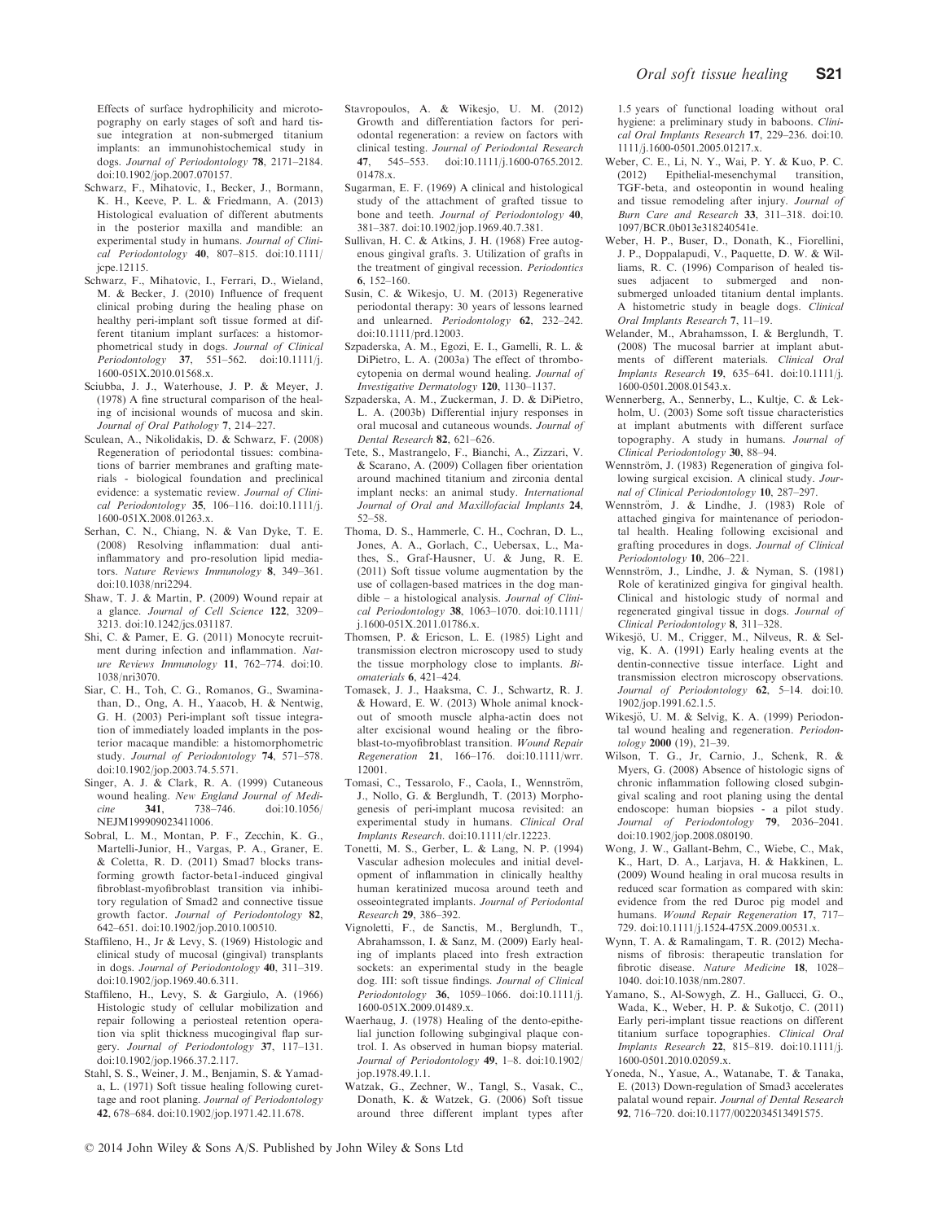Effects of surface hydrophilicity and microtopography on early stages of soft and hard tissue integration at non-submerged titanium implants: an immunohistochemical study in dogs. *Journal of Periodontology* **78**, 2171–2184. doi:10.1902/jop.2007.070157.

Schwarz, F., Mihatovic, I., Becker, J., Bormann, K. H., Keeve, P. L. & Friedmann, A. (2013) Histological evaluation of different abutments in the posterior maxilla and mandible: an experimental study in humans. *Journal of Clinical Periodontology* **40**, 807–815. doi:10.1111/jcpe.12115.

Schwarz, F., Mihatovic, I., Ferrari, D., Wieland, M. & Becker, J. (2010) Influence of frequent clinical probing during the healing phase on healthy peri-implant soft tissue formed at different titanium implant surfaces: a histomorphometrical study in dogs. *Journal of Clinical Periodontology* **37**, 551–562. doi:10.1111/j.1600-051X.2010.01568.x.

Sciubba, J. J., Waterhouse, J. P. & Meyer, J. (1978) A fine structural comparison of the healing of incisional wounds of mucosa and skin. *Journal of Oral Pathology* **7**, 214–227.

Sculean, A., Nikolidakis, D. & Schwarz, F. (2008) Regeneration of periodontal tissues: combinations of barrier membranes and grafting materials - biological foundation and preclinical evidence: a systematic review. *Journal of Clinical Periodontology* **35**, 106–116. doi:10.1111/j.1600-051X.2008.01263.x.

Serhan, C. N., Chiang, N. & Van Dyke, T. E. (2008) Resolving inflammation: dual anti-inflammatory and pro-resolution lipid mediators. *Nature Reviews Immunology* **8**, 349–361. doi:10.1038/nri2294.

Shaw, T. J. & Martin, P. (2009) Wound repair at a glance. *Journal of Cell Science* **122**, 3209–3213. doi:10.1242/jcs.031187.

Shi, C. & Pamer, E. G. (2011) Monocyte recruitment during infection and inflammation. *Nature Reviews Immunology* **11**, 762–774. doi:10.1038/nri3070.

Siar, C. H., Toh, C. G., Romanos, G., Swaminathan, D., Ong, A. H., Yaacob, H. & Nentwig, G. H. (2003) Peri-implant soft tissue integration of immediately loaded implants in the posterior macaque mandible: a histomorphometric study. *Journal of Periodontology* **74**, 571–578. doi:10.1902/jop.2003.74.5.571.

Singer, A. J. & Clark, R. A. (1999) Cutaneous wound healing. *New England Journal of Medicine* **341**, 738–746. doi:10.1056/NEJM199909023411006.

Sobral, L. M., Montan, P. F., Zecchin, K. G., Martelli-Junior, H., Vargas, P. A., Graner, E. & Coletta, R. D. (2011) Smad7 blocks transforming growth factor-beta1-induced gingival fibroblast-myofibroblast transition via inhibitory regulation of Smad2 and connective tissue growth factor. *Journal of Periodontology* **82**, 642–651. doi:10.1902/jop.2010.100510.

Staffileno, H., Jr & Levy, S. (1969) Histologic and clinical study of mucosal (gingival) transplants in dogs. *Journal of Periodontology* **40**, 311–319. doi:10.1902/jop.1969.40.6.311.

Staffileno, H., Levy, S. & Gargiulo, A. (1966) Histologic study of cellular mobilization and repair following a periosteal retention operation via split thickness mucogingival flap surgery. *Journal of Periodontology* **37**, 117–131. doi:10.1902/jop.1966.37.2.117.

Stahl, S. S., Weiner, J. M., Benjamin, S. & Yamada, L. (1971) Soft tissue healing following curettage and root planing. *Journal of Periodontology* **42**, 678–684. doi:10.1902/jop.1971.42.11.678.

Stavropoulos, A. & Wikesjo, U. M. (2012) Growth and differentiation factors for periodontal regeneration: a review on factors with clinical testing. *Journal of Periodontal Research* **47**, 545–553. doi:10.1111/j.1600-0765.2012.01478.x.

Sugarman, E. F. (1969) A clinical and histological study of the attachment of grafted tissue to bone and teeth. *Journal of Periodontology* **40**, 381–387. doi:10.1902/jop.1969.40.7.381.

Sullivan, H. C. & Atkins, J. H. (1968) Free autogenous gingival grafts. 3. Utilization of grafts in the treatment of gingival recession. *Periodontics* **6**, 152–160.

Susin, C. & Wikesjo, U. M. (2013) Regenerative periodontal therapy: 30 years of lessons learned and unlearned. *Periodontology* **62**, 232–242. doi:10.1111/prd.12003.

Szpaderska, A. M., Egozi, E. I., Gamelli, R. L. & DiPietro, L. A. (2003a) The effect of thrombocytopenia on dermal wound healing. *Journal of Investigative Dermatology* **120**, 1130–1137.

Szpaderska, A. M., Zuckerman, J. D. & DiPietro, L. A. (2003b) Differential injury responses in oral mucosal and cutaneous wounds. *Journal of Dental Research* **82**, 621–626.

Tete, S., Mastrangelo, F., Bianchi, A., Zizzari, V. & Scarano, A. (2009) Collagen fiber orientation around machined titanium and zirconia dental implant necks: an animal study. *International Journal of Oral and Maxillofacial Implants* **24**, 52–58.

Thoma, D. S., Hammerle, C. H., Cochran, D. L., Jones, A. A., Gorlach, C., Uebersax, L., Mathes, S., Graf-Hausner, U. & Jung, R. E. (2011) Soft tissue volume augmentation by the use of collagen-based matrices in the dog mandible – a histological analysis. *Journal of Clinical Periodontology* **38**, 1063–1070. doi:10.1111/j.1600-051X.2011.01786.x.

Thomsen, P. & Ericson, L. E. (1985) Light and transmission electron microscopy used to study the tissue morphology close to implants. *Biomaterials* **6**, 421–424.

Tomasek, J. J., Haaksma, C. J., Schwartz, R. J. & Howard, E. W. (2013) Whole animal knockout of smooth muscle alpha-actin does not alter excisional wound healing or the fibroblast-to-myofibroblast transition. *Wound Repair Regeneration* **21**, 166–176. doi:10.1111/wrr.12001.

Tomasi, C., Tessarolo, F., Caola, I., Wennström, J., Nollo, G. & Berglundh, T. (2013) Morphogenesis of peri-implant mucosa revisited: an experimental study in humans. *Clinical Oral Implants Research*. doi:10.1111/clr.12223.

Tonetti, M. S., Gerber, L. & Lang, N. P. (1994) Vascular adhesion molecules and initial development of inflammation in clinically healthy human keratinized mucosa around teeth and osseointegrated implants. *Journal of Periodontal Research* **29**, 386–392.

Vignoletti, F., de Sanctis, M., Berglundh, T., Abrahamsson, I. & Sanz, M. (2009) Early healing of implants placed into fresh extraction sockets: an experimental study in the beagle dog. III: soft tissue findings. *Journal of Clinical Periodontology* **36**, 1059–1066. doi:10.1111/j.1600-051X.2009.01489.x.

Waerhaug, J. (1978) Healing of the dento-epithelial junction following subgingival plaque control. I. As observed in human biopsy material. *Journal of Periodontology* **49**, 1–8. doi:10.1902/jop.1978.49.1.1.

Watzak, G., Zechner, W., Tangl, S., Vasak, C., Donath, K. & Watzek, G. (2006) Soft tissue around three different implant types after 1.5 years of functional loading without oral hygiene: a preliminary study in baboons. *Clinical Oral Implants Research* **17**, 229–236. doi:10.1111/j.1600-0501.2005.01217.x.

Weber, C. E., Li, N. Y., Wai, P. Y. & Kuo, P. C. (2012) Epithelial-mesenchymal transition, TGF-beta, and osteopontin in wound healing and tissue remodeling after injury. *Journal of Burn Care and Research* **33**, 311–318. doi:10.1097/BCR.0b013e318240541e.

Weber, H. P., Buser, D., Donath, K., Fiorellini, J. P., Doppalapudi, V., Paquette, D. W. & Williams, R. C. (1996) Comparison of healed tissues adjacent to submerged and non-submerged unloaded titanium dental implants. A histometric study in beagle dogs. *Clinical Oral Implants Research* **7**, 11–19.

Welander, M., Abrahamsson, I. & Berglundh, T. (2008) The mucosal barrier at implant abutments of different materials. *Clinical Oral Implants Research* **19**, 635–641. doi:10.1111/j.1600-0501.2008.01543.x.

Wennerberg, A., Sennerby, L., Kultje, C. & Lekholm, U. (2003) Some soft tissue characteristics at implant abutments with different surface topography. A study in humans. *Journal of Clinical Periodontology* **30**, 88–94.

Wennström, J. (1983) Regeneration of gingiva following surgical excision. A clinical study. *Journal of Clinical Periodontology* **10**, 287–297.

Wennström, J. & Lindhe, J. (1983) Role of attached gingiva for maintenance of periodontal health. Healing following excisional and grafting procedures in dogs. *Journal of Clinical Periodontology* **10**, 206–221.

Wennström, J., Lindhe, J. & Nyman, S. (1981) Role of keratinized gingiva for gingival health. Clinical and histologic study of normal and regenerated gingival tissue in dogs. *Journal of Clinical Periodontology* **8**, 311–328.

Wikesjö, U. M., Crigger, M., Nilveus, R. & Selvig, K. A. (1991) Early healing events at the dentin-connective tissue interface. Light and transmission electron microscopy observations. *Journal of Periodontology* **62**, 5–14. doi:10.1902/jop.1991.62.1.5.

Wikesjö, U. M. & Selvig, K. A. (1999) Periodontal wound healing and regeneration. *Periodontology* **2000** (19), 21–39.

Wilson, T. G., Jr, Carnio, J., Schenk, R. & Myers, G. (2008) Absence of histologic signs of chronic inflammation following closed subgingival scaling and root planing using the dental endoscope: human biopsies - a pilot study. *Journal of Periodontology* **79**, 2036–2041. doi:10.1902/jop.2008.080190.

Wong, J. W., Gallant-Behm, C., Wiebe, C., Mak, K., Hart, D. A., Larjava, H. & Hakkinen, L. (2009) Wound healing in oral mucosa results in reduced scar formation as compared with skin: evidence from the red Duroc pig model and humans. *Wound Repair Regeneration* **17**, 717–729. doi:10.1111/j.1524-475X.2009.00531.x.

Wynn, T. A. & Ramalingam, T. R. (2012) Mechanisms of fibrosis: therapeutic translation for fibrotic disease. *Nature Medicine* **18**, 1028–1040. doi:10.1038/nm.2807.

Yamano, S., Al-Sowygh, Z. H., Gallucci, G. O., Wada, K., Weber, H. P. & Sukotjo, C. (2011) Early peri-implant tissue reactions on different titanium surface topographies. *Clinical Oral Implants Research* **22**, 815–819. doi:10.1111/j.1600-0501.2010.02059.x.

Yoneda, N., Yasue, A., Watanabe, T. & Tanaka, E. (2013) Down-regulation of Smad3 accelerates palatal wound repair. *Journal of Dental Research* **92**, 716–720. doi:10.1177/0022034513491575.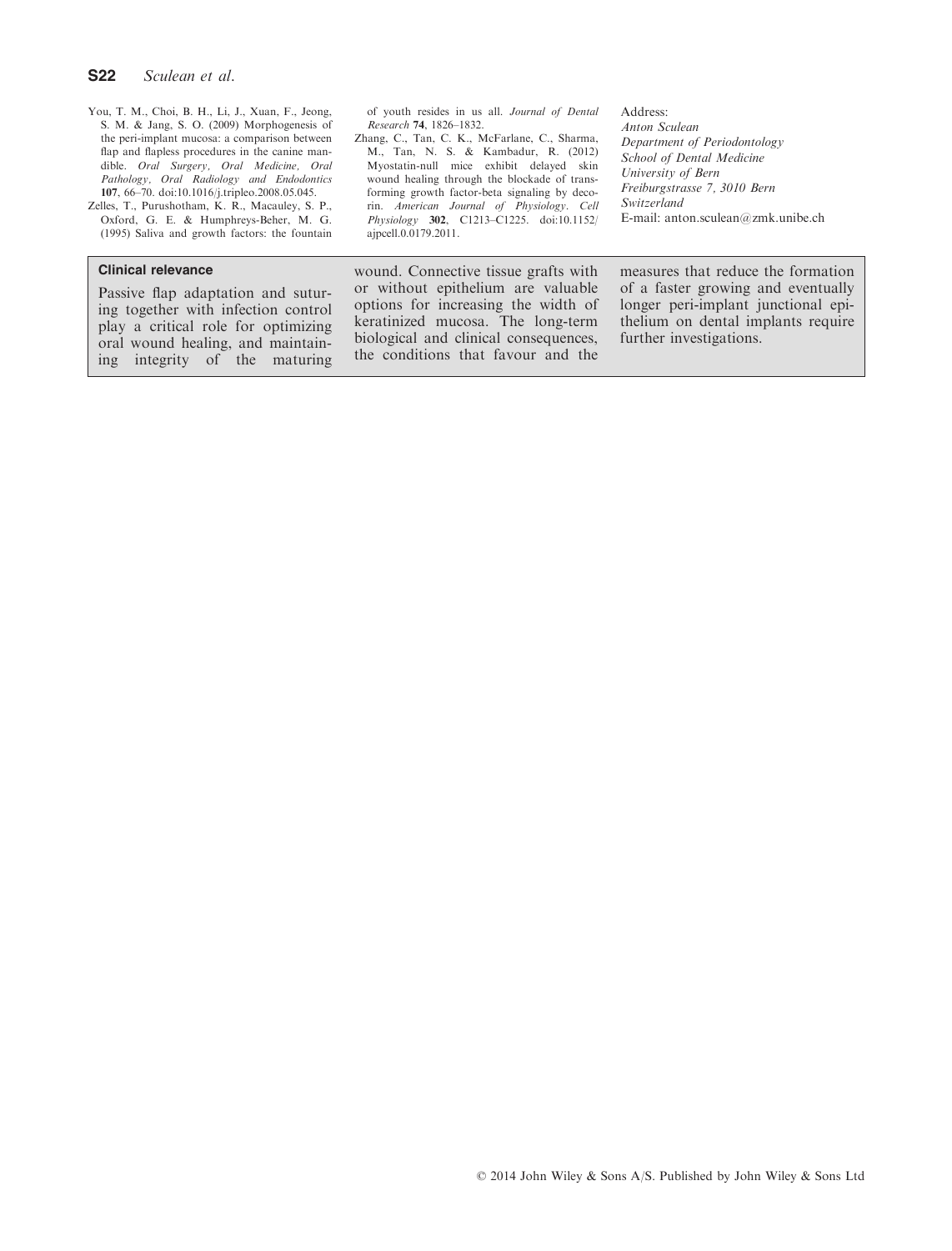You, T. M., Choi, B. H., Li, J., Xuan, F., Jeong, S. M. & Jang, S. O. (2009) Morphogenesis of the peri-implant mucosa: a comparison between flap and flapless procedures in the canine mandible. *Oral Surgery, Oral Medicine, Oral Pathology, Oral Radiology and Endodontics* **107**, 66–70. doi:10.1016/j.tripleo.2008.05.045.

Zelles, T., Purushotham, K. R., Macauley, S. P., Oxford, G. E. & Humphreys-Beher, M. G. (1995) Saliva and growth factors: the fountain of youth resides in us all. *Journal of Dental Research* **74**, 1826–1832.

Zhang, C., Tan, C. K., McFarlane, C., Sharma, M., Tan, N. S. & Kambadur, R. (2012) Myostatin-null mice exhibit delayed skin wound healing through the blockade of transforming growth factor-beta signaling by decorin. *American Journal of Physiology. Cell Physiology* **302**, C1213–C1225. doi:10.1152/ajpcell.0.0179.2011.

Address:
*Anton Sculean*
*Department of Periodontology*
*School of Dental Medicine*
*University of Bern*
*Freiburgstrasse 7, 3010 Bern*
*Switzerland*
E-mail: anton.sculean@zmk.unibe.ch

**Clinical relevance**

Passive flap adaptation and suturing together with infection control play a critical role for optimizing oral wound healing, and maintaining integrity of the maturing wound. Connective tissue grafts with or without epithelium are valuable options for increasing the width of keratinized mucosa. The long-term biological and clinical consequences, the conditions that favour and the measures that reduce the formation of a faster growing and eventually longer peri-implant junctional epithelium on dental implants require further investigations.